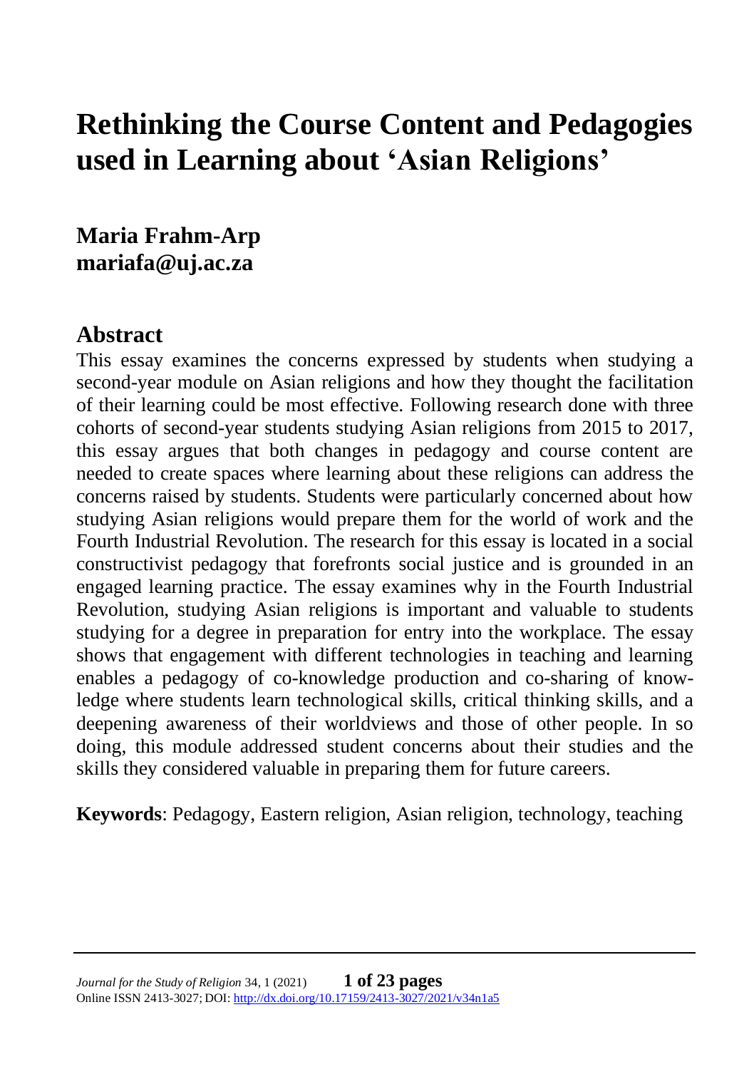# Rethinking the Course Content and Pedagogies used in Learning about 'Asian Religions'

**Maria Frahm-Arp**
**mariafa@uj.ac.za**

## Abstract

This essay examines the concerns expressed by students when studying a second-year module on Asian religions and how they thought the facilitation of their learning could be most effective. Following research done with three cohorts of second-year students studying Asian religions from 2015 to 2017, this essay argues that both changes in pedagogy and course content are needed to create spaces where learning about these religions can address the concerns raised by students. Students were particularly concerned about how studying Asian religions would prepare them for the world of work and the Fourth Industrial Revolution. The research for this essay is located in a social constructivist pedagogy that forefronts social justice and is grounded in an engaged learning practice. The essay examines why in the Fourth Industrial Revolution, studying Asian religions is important and valuable to students studying for a degree in preparation for entry into the workplace. The essay shows that engagement with different technologies in teaching and learning enables a pedagogy of co-knowledge production and co-sharing of knowledge where students learn technological skills, critical thinking skills, and a deepening awareness of their worldviews and those of other people. In so doing, this module addressed student concerns about their studies and the skills they considered valuable in preparing them for future careers.

**Keywords**: Pedagogy, Eastern religion, Asian religion, technology, teaching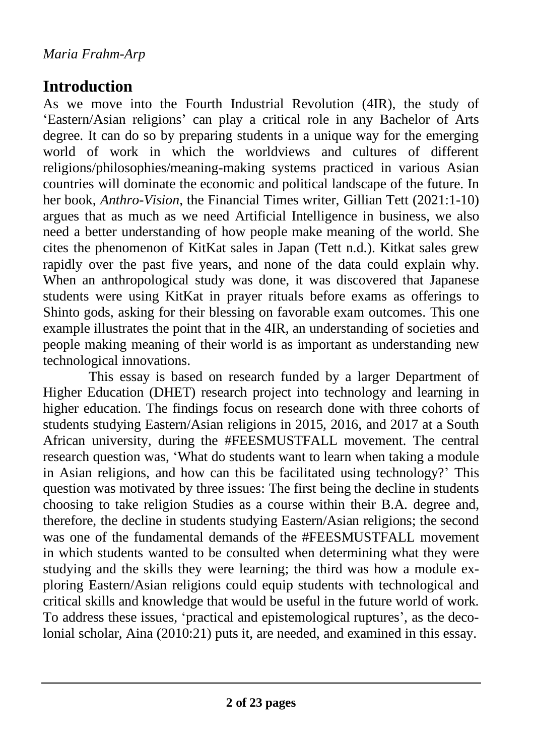## Introduction

As we move into the Fourth Industrial Revolution (4IR), the study of 'Eastern/Asian religions' can play a critical role in any Bachelor of Arts degree. It can do so by preparing students in a unique way for the emerging world of work in which the worldviews and cultures of different religions/philosophies/meaning-making systems practiced in various Asian countries will dominate the economic and political landscape of the future. In her book, *Anthro-Vision*, the Financial Times writer, Gillian Tett (2021:1-10) argues that as much as we need Artificial Intelligence in business, we also need a better understanding of how people make meaning of the world. She cites the phenomenon of KitKat sales in Japan (Tett n.d.). Kitkat sales grew rapidly over the past five years, and none of the data could explain why. When an anthropological study was done, it was discovered that Japanese students were using KitKat in prayer rituals before exams as offerings to Shinto gods, asking for their blessing on favorable exam outcomes. This one example illustrates the point that in the 4IR, an understanding of societies and people making meaning of their world is as important as understanding new technological innovations.

This essay is based on research funded by a larger Department of Higher Education (DHET) research project into technology and learning in higher education. The findings focus on research done with three cohorts of students studying Eastern/Asian religions in 2015, 2016, and 2017 at a South African university, during the #FEESMUSTFALL movement. The central research question was, 'What do students want to learn when taking a module in Asian religions, and how can this be facilitated using technology?' This question was motivated by three issues: The first being the decline in students choosing to take religion Studies as a course within their B.A. degree and, therefore, the decline in students studying Eastern/Asian religions; the second was one of the fundamental demands of the #FEESMUSTFALL movement in which students wanted to be consulted when determining what they were studying and the skills they were learning; the third was how a module exploring Eastern/Asian religions could equip students with technological and critical skills and knowledge that would be useful in the future world of work. To address these issues, 'practical and epistemological ruptures', as the decolonial scholar, Aina (2010:21) puts it, are needed, and examined in this essay.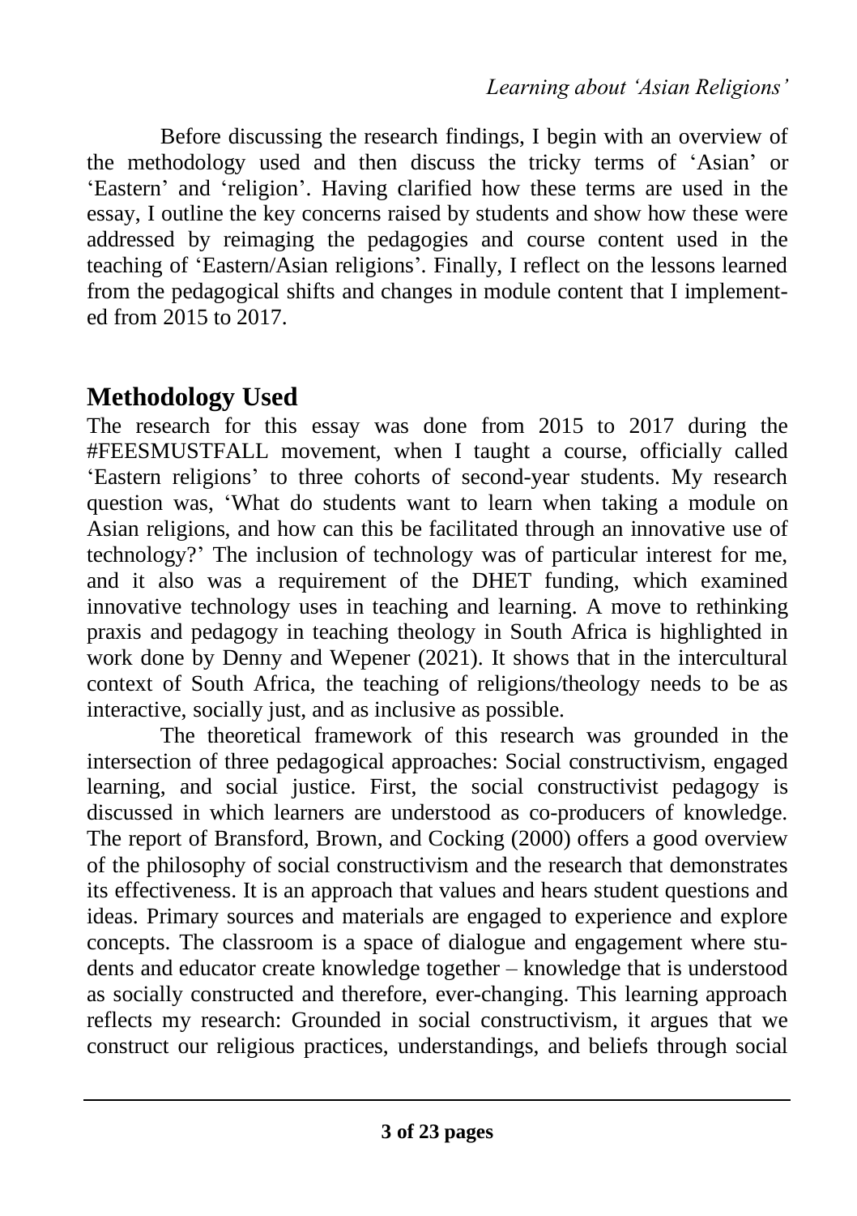Before discussing the research findings, I begin with an overview of the methodology used and then discuss the tricky terms of 'Asian' or 'Eastern' and 'religion'. Having clarified how these terms are used in the essay, I outline the key concerns raised by students and show how these were addressed by reimaging the pedagogies and course content used in the teaching of 'Eastern/Asian religions'. Finally, I reflect on the lessons learned from the pedagogical shifts and changes in module content that I implemented from 2015 to 2017.

## Methodology Used

The research for this essay was done from 2015 to 2017 during the #FEESMUSTFALL movement, when I taught a course, officially called 'Eastern religions' to three cohorts of second-year students. My research question was, 'What do students want to learn when taking a module on Asian religions, and how can this be facilitated through an innovative use of technology?' The inclusion of technology was of particular interest for me, and it also was a requirement of the DHET funding, which examined innovative technology uses in teaching and learning. A move to rethinking praxis and pedagogy in teaching theology in South Africa is highlighted in work done by Denny and Wepener (2021). It shows that in the intercultural context of South Africa, the teaching of religions/theology needs to be as interactive, socially just, and as inclusive as possible.

The theoretical framework of this research was grounded in the intersection of three pedagogical approaches: Social constructivism, engaged learning, and social justice. First, the social constructivist pedagogy is discussed in which learners are understood as co-producers of knowledge. The report of Bransford, Brown, and Cocking (2000) offers a good overview of the philosophy of social constructivism and the research that demonstrates its effectiveness. It is an approach that values and hears student questions and ideas. Primary sources and materials are engaged to experience and explore concepts. The classroom is a space of dialogue and engagement where students and educator create knowledge together – knowledge that is understood as socially constructed and therefore, ever-changing. This learning approach reflects my research: Grounded in social constructivism, it argues that we construct our religious practices, understandings, and beliefs through social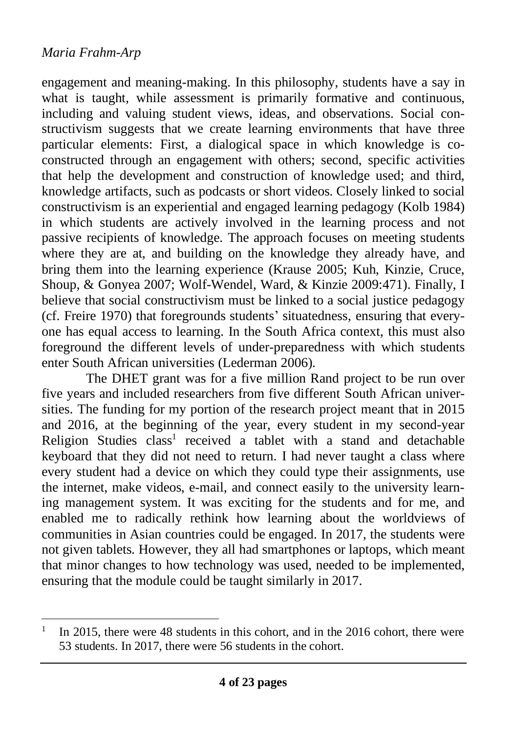engagement and meaning-making. In this philosophy, students have a say in what is taught, while assessment is primarily formative and continuous, including and valuing student views, ideas, and observations. Social constructivism suggests that we create learning environments that have three particular elements: First, a dialogical space in which knowledge is co-constructed through an engagement with others; second, specific activities that help the development and construction of knowledge used; and third, knowledge artifacts, such as podcasts or short videos. Closely linked to social constructivism is an experiential and engaged learning pedagogy (Kolb 1984) in which students are actively involved in the learning process and not passive recipients of knowledge. The approach focuses on meeting students where they are at, and building on the knowledge they already have, and bring them into the learning experience (Krause 2005; Kuh, Kinzie, Cruce, Shoup, & Gonyea 2007; Wolf-Wendel, Ward, & Kinzie 2009:471). Finally, I believe that social constructivism must be linked to a social justice pedagogy (cf. Freire 1970) that foregrounds students' situatedness, ensuring that everyone has equal access to learning. In the South Africa context, this must also foreground the different levels of under-preparedness with which students enter South African universities (Lederman 2006).

The DHET grant was for a five million Rand project to be run over five years and included researchers from five different South African universities. The funding for my portion of the research project meant that in 2015 and 2016, at the beginning of the year, every student in my second-year Religion Studies class[1] received a tablet with a stand and detachable keyboard that they did not need to return. I had never taught a class where every student had a device on which they could type their assignments, use the internet, make videos, e-mail, and connect easily to the university learning management system. It was exciting for the students and for me, and enabled me to radically rethink how learning about the worldviews of communities in Asian countries could be engaged. In 2017, the students were not given tablets. However, they all had smartphones or laptops, which meant that minor changes to how technology was used, needed to be implemented, ensuring that the module could be taught similarly in 2017.

[1] In 2015, there were 48 students in this cohort, and in the 2016 cohort, there were 53 students. In 2017, there were 56 students in the cohort.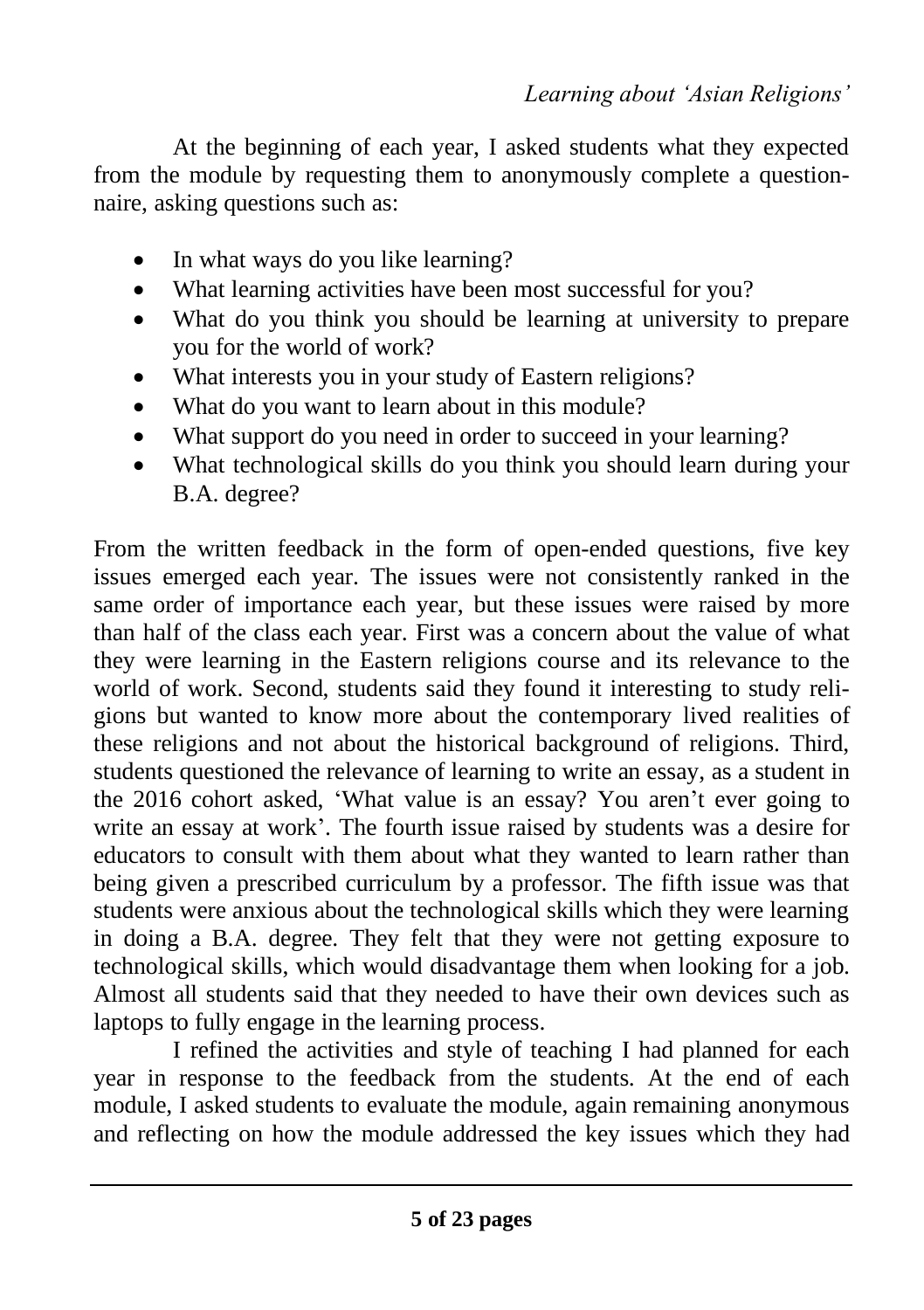At the beginning of each year, I asked students what they expected from the module by requesting them to anonymously complete a questionnaire, asking questions such as:

- In what ways do you like learning?
- What learning activities have been most successful for you?
- What do you think you should be learning at university to prepare you for the world of work?
- What interests you in your study of Eastern religions?
- What do you want to learn about in this module?
- What support do you need in order to succeed in your learning?
- What technological skills do you think you should learn during your B.A. degree?

From the written feedback in the form of open-ended questions, five key issues emerged each year. The issues were not consistently ranked in the same order of importance each year, but these issues were raised by more than half of the class each year. First was a concern about the value of what they were learning in the Eastern religions course and its relevance to the world of work. Second, students said they found it interesting to study religions but wanted to know more about the contemporary lived realities of these religions and not about the historical background of religions. Third, students questioned the relevance of learning to write an essay, as a student in the 2016 cohort asked, 'What value is an essay? You aren't ever going to write an essay at work'. The fourth issue raised by students was a desire for educators to consult with them about what they wanted to learn rather than being given a prescribed curriculum by a professor. The fifth issue was that students were anxious about the technological skills which they were learning in doing a B.A. degree. They felt that they were not getting exposure to technological skills, which would disadvantage them when looking for a job. Almost all students said that they needed to have their own devices such as laptops to fully engage in the learning process.

I refined the activities and style of teaching I had planned for each year in response to the feedback from the students. At the end of each module, I asked students to evaluate the module, again remaining anonymous and reflecting on how the module addressed the key issues which they had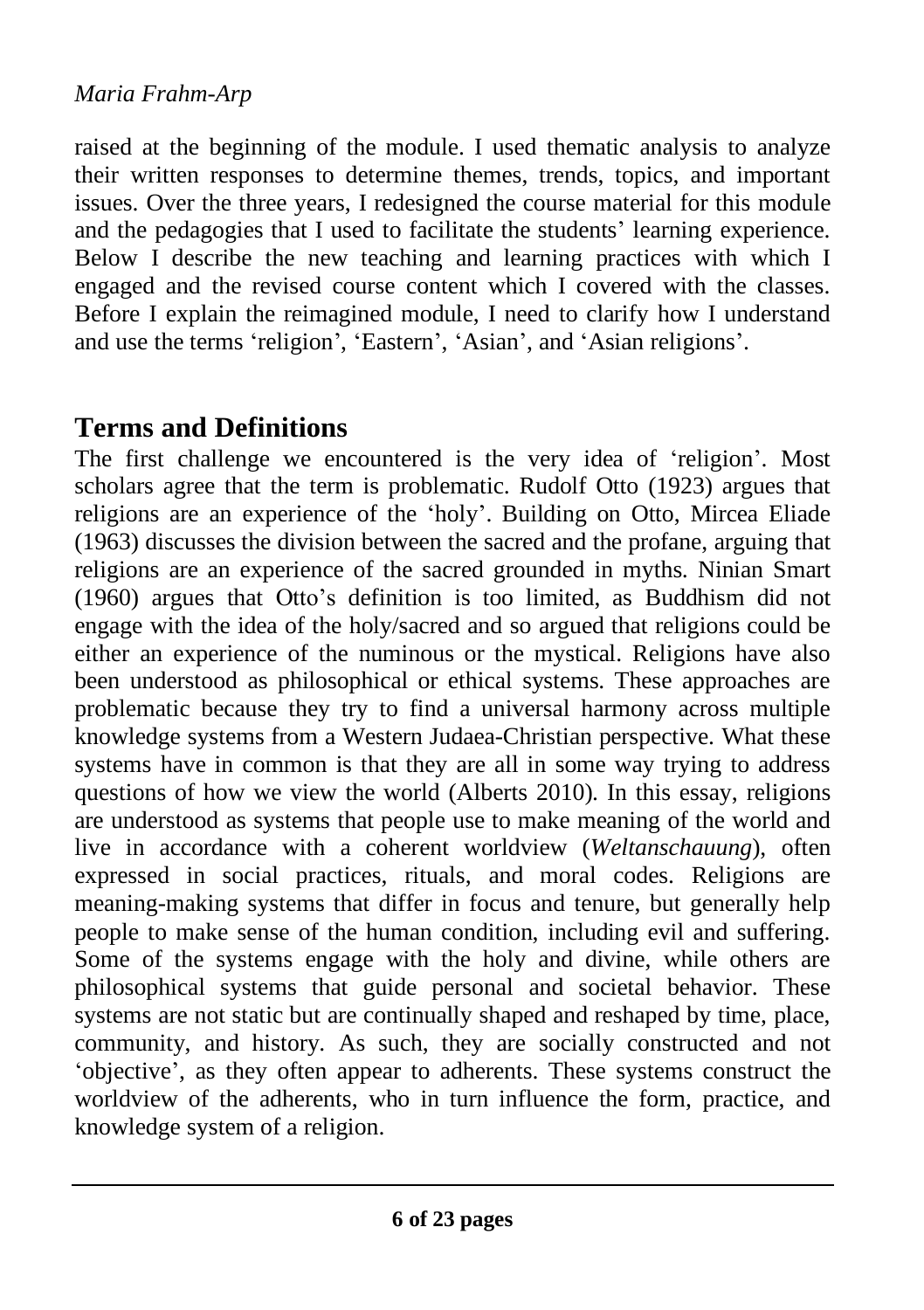raised at the beginning of the module. I used thematic analysis to analyze their written responses to determine themes, trends, topics, and important issues. Over the three years, I redesigned the course material for this module and the pedagogies that I used to facilitate the students' learning experience. Below I describe the new teaching and learning practices with which I engaged and the revised course content which I covered with the classes. Before I explain the reimagined module, I need to clarify how I understand and use the terms 'religion', 'Eastern', 'Asian', and 'Asian religions'.

## Terms and Definitions

The first challenge we encountered is the very idea of 'religion'. Most scholars agree that the term is problematic. Rudolf Otto (1923) argues that religions are an experience of the 'holy'. Building on Otto, Mircea Eliade (1963) discusses the division between the sacred and the profane, arguing that religions are an experience of the sacred grounded in myths. Ninian Smart (1960) argues that Otto's definition is too limited, as Buddhism did not engage with the idea of the holy/sacred and so argued that religions could be either an experience of the numinous or the mystical. Religions have also been understood as philosophical or ethical systems. These approaches are problematic because they try to find a universal harmony across multiple knowledge systems from a Western Judaea-Christian perspective. What these systems have in common is that they are all in some way trying to address questions of how we view the world (Alberts 2010). In this essay, religions are understood as systems that people use to make meaning of the world and live in accordance with a coherent worldview (*Weltanschauung*), often expressed in social practices, rituals, and moral codes. Religions are meaning-making systems that differ in focus and tenure, but generally help people to make sense of the human condition, including evil and suffering. Some of the systems engage with the holy and divine, while others are philosophical systems that guide personal and societal behavior. These systems are not static but are continually shaped and reshaped by time, place, community, and history. As such, they are socially constructed and not 'objective', as they often appear to adherents. These systems construct the worldview of the adherents, who in turn influence the form, practice, and knowledge system of a religion.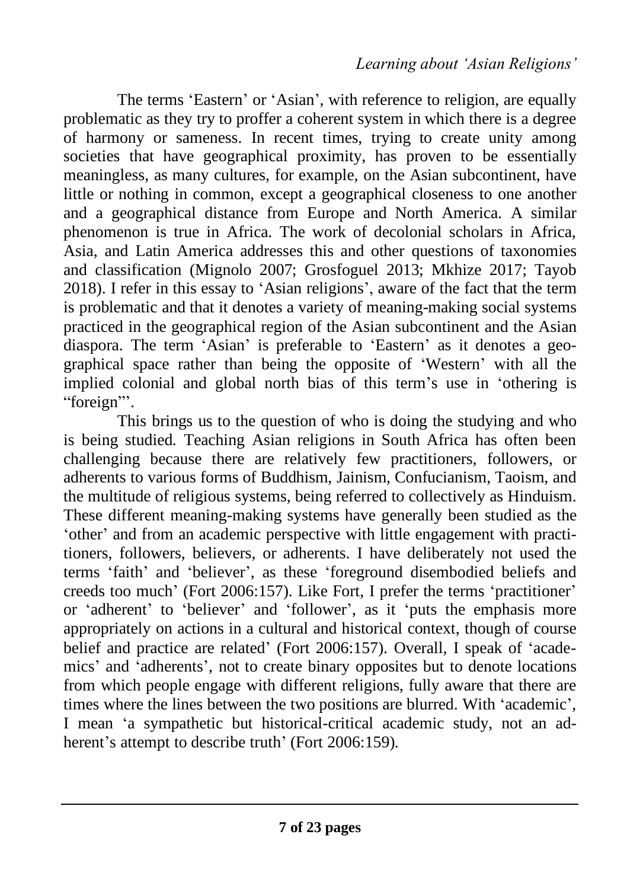The terms 'Eastern' or 'Asian', with reference to religion, are equally problematic as they try to proffer a coherent system in which there is a degree of harmony or sameness. In recent times, trying to create unity among societies that have geographical proximity, has proven to be essentially meaningless, as many cultures, for example, on the Asian subcontinent, have little or nothing in common, except a geographical closeness to one another and a geographical distance from Europe and North America. A similar phenomenon is true in Africa. The work of decolonial scholars in Africa, Asia, and Latin America addresses this and other questions of taxonomies and classification (Mignolo 2007; Grosfoguel 2013; Mkhize 2017; Tayob 2018). I refer in this essay to 'Asian religions', aware of the fact that the term is problematic and that it denotes a variety of meaning-making social systems practiced in the geographical region of the Asian subcontinent and the Asian diaspora. The term 'Asian' is preferable to 'Eastern' as it denotes a geographical space rather than being the opposite of 'Western' with all the implied colonial and global north bias of this term's use in 'othering is "foreign"'.

This brings us to the question of who is doing the studying and who is being studied. Teaching Asian religions in South Africa has often been challenging because there are relatively few practitioners, followers, or adherents to various forms of Buddhism, Jainism, Confucianism, Taoism, and the multitude of religious systems, being referred to collectively as Hinduism. These different meaning-making systems have generally been studied as the 'other' and from an academic perspective with little engagement with practitioners, followers, believers, or adherents. I have deliberately not used the terms 'faith' and 'believer', as these 'foreground disembodied beliefs and creeds too much' (Fort 2006:157). Like Fort, I prefer the terms 'practitioner' or 'adherent' to 'believer' and 'follower', as it 'puts the emphasis more appropriately on actions in a cultural and historical context, though of course belief and practice are related' (Fort 2006:157). Overall, I speak of 'academics' and 'adherents', not to create binary opposites but to denote locations from which people engage with different religions, fully aware that there are times where the lines between the two positions are blurred. With 'academic', I mean 'a sympathetic but historical-critical academic study, not an adherent's attempt to describe truth' (Fort 2006:159).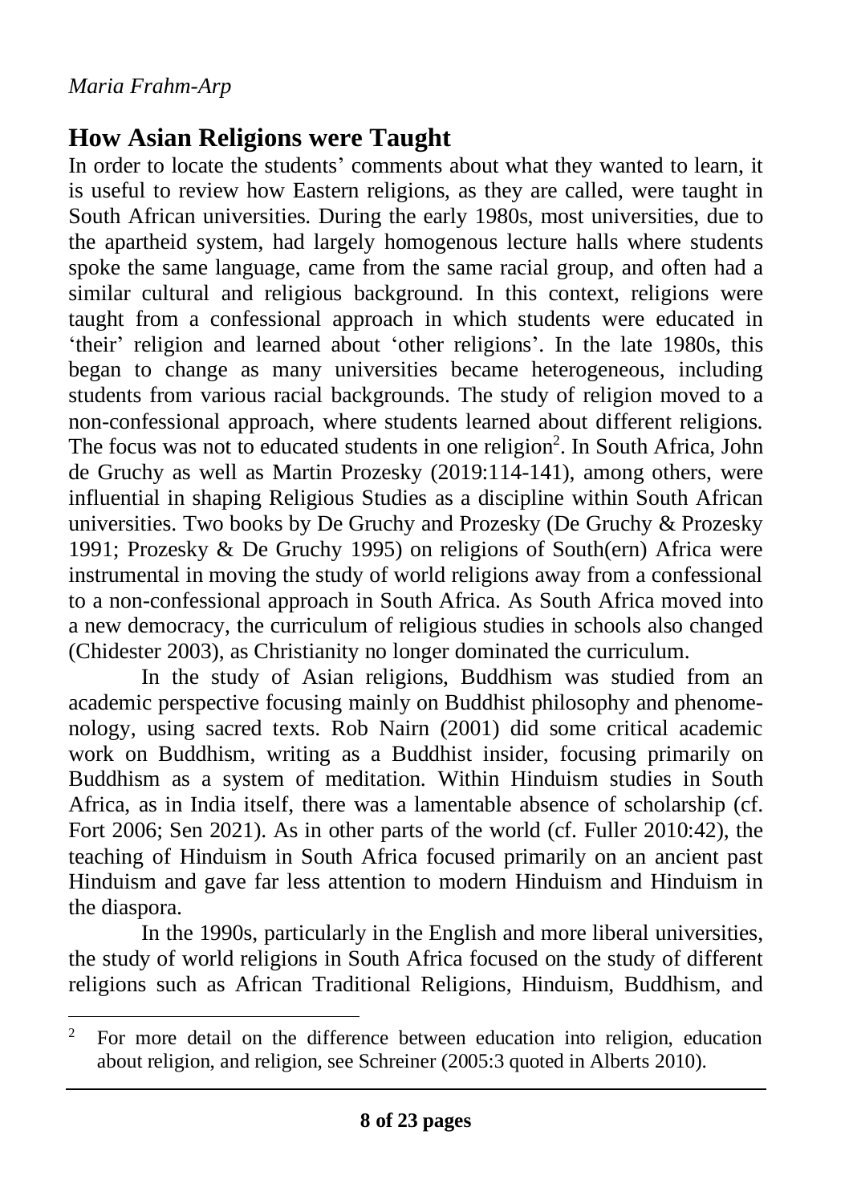## How Asian Religions were Taught

In order to locate the students' comments about what they wanted to learn, it is useful to review how Eastern religions, as they are called, were taught in South African universities. During the early 1980s, most universities, due to the apartheid system, had largely homogenous lecture halls where students spoke the same language, came from the same racial group, and often had a similar cultural and religious background. In this context, religions were taught from a confessional approach in which students were educated in 'their' religion and learned about 'other religions'. In the late 1980s, this began to change as many universities became heterogeneous, including students from various racial backgrounds. The study of religion moved to a non-confessional approach, where students learned about different religions. The focus was not to educated students in one religion[2]. In South Africa, John de Gruchy as well as Martin Prozesky (2019:114-141), among others, were influential in shaping Religious Studies as a discipline within South African universities. Two books by De Gruchy and Prozesky (De Gruchy & Prozesky 1991; Prozesky & De Gruchy 1995) on religions of South(ern) Africa were instrumental in moving the study of world religions away from a confessional to a non-confessional approach in South Africa. As South Africa moved into a new democracy, the curriculum of religious studies in schools also changed (Chidester 2003), as Christianity no longer dominated the curriculum.

In the study of Asian religions, Buddhism was studied from an academic perspective focusing mainly on Buddhist philosophy and phenomenology, using sacred texts. Rob Nairn (2001) did some critical academic work on Buddhism, writing as a Buddhist insider, focusing primarily on Buddhism as a system of meditation. Within Hinduism studies in South Africa, as in India itself, there was a lamentable absence of scholarship (cf. Fort 2006; Sen 2021). As in other parts of the world (cf. Fuller 2010:42), the teaching of Hinduism in South Africa focused primarily on an ancient past Hinduism and gave far less attention to modern Hinduism and Hinduism in the diaspora.

In the 1990s, particularly in the English and more liberal universities, the study of world religions in South Africa focused on the study of different religions such as African Traditional Religions, Hinduism, Buddhism, and

---

[2] For more detail on the difference between education into religion, education about religion, and religion, see Schreiner (2005:3 quoted in Alberts 2010).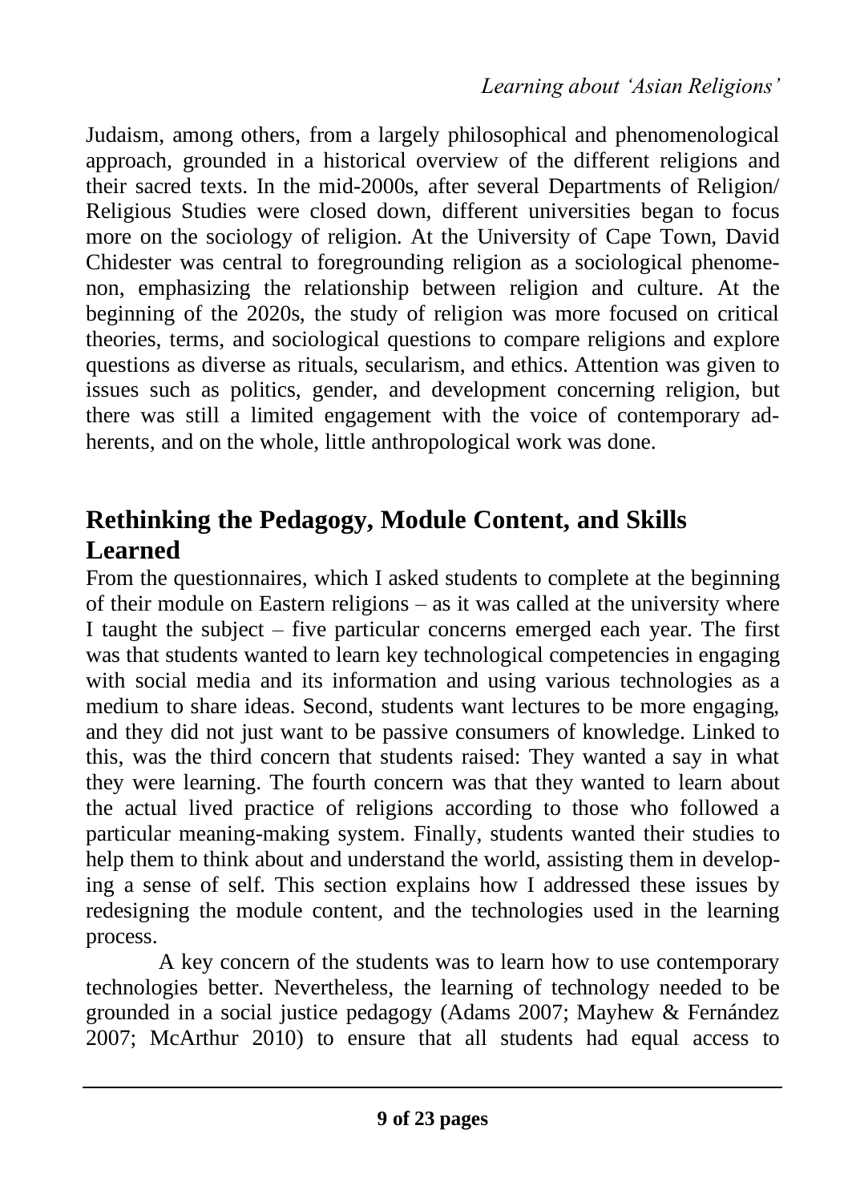Judaism, among others, from a largely philosophical and phenomenological approach, grounded in a historical overview of the different religions and their sacred texts. In the mid-2000s, after several Departments of Religion/ Religious Studies were closed down, different universities began to focus more on the sociology of religion. At the University of Cape Town, David Chidester was central to foregrounding religion as a sociological phenomenon, emphasizing the relationship between religion and culture. At the beginning of the 2020s, the study of religion was more focused on critical theories, terms, and sociological questions to compare religions and explore questions as diverse as rituals, secularism, and ethics. Attention was given to issues such as politics, gender, and development concerning religion, but there was still a limited engagement with the voice of contemporary adherents, and on the whole, little anthropological work was done.

## Rethinking the Pedagogy, Module Content, and Skills Learned

From the questionnaires, which I asked students to complete at the beginning of their module on Eastern religions – as it was called at the university where I taught the subject – five particular concerns emerged each year. The first was that students wanted to learn key technological competencies in engaging with social media and its information and using various technologies as a medium to share ideas. Second, students want lectures to be more engaging, and they did not just want to be passive consumers of knowledge. Linked to this, was the third concern that students raised: They wanted a say in what they were learning. The fourth concern was that they wanted to learn about the actual lived practice of religions according to those who followed a particular meaning-making system. Finally, students wanted their studies to help them to think about and understand the world, assisting them in developing a sense of self. This section explains how I addressed these issues by redesigning the module content, and the technologies used in the learning process.

A key concern of the students was to learn how to use contemporary technologies better. Nevertheless, the learning of technology needed to be grounded in a social justice pedagogy (Adams 2007; Mayhew & Fernández 2007; McArthur 2010) to ensure that all students had equal access to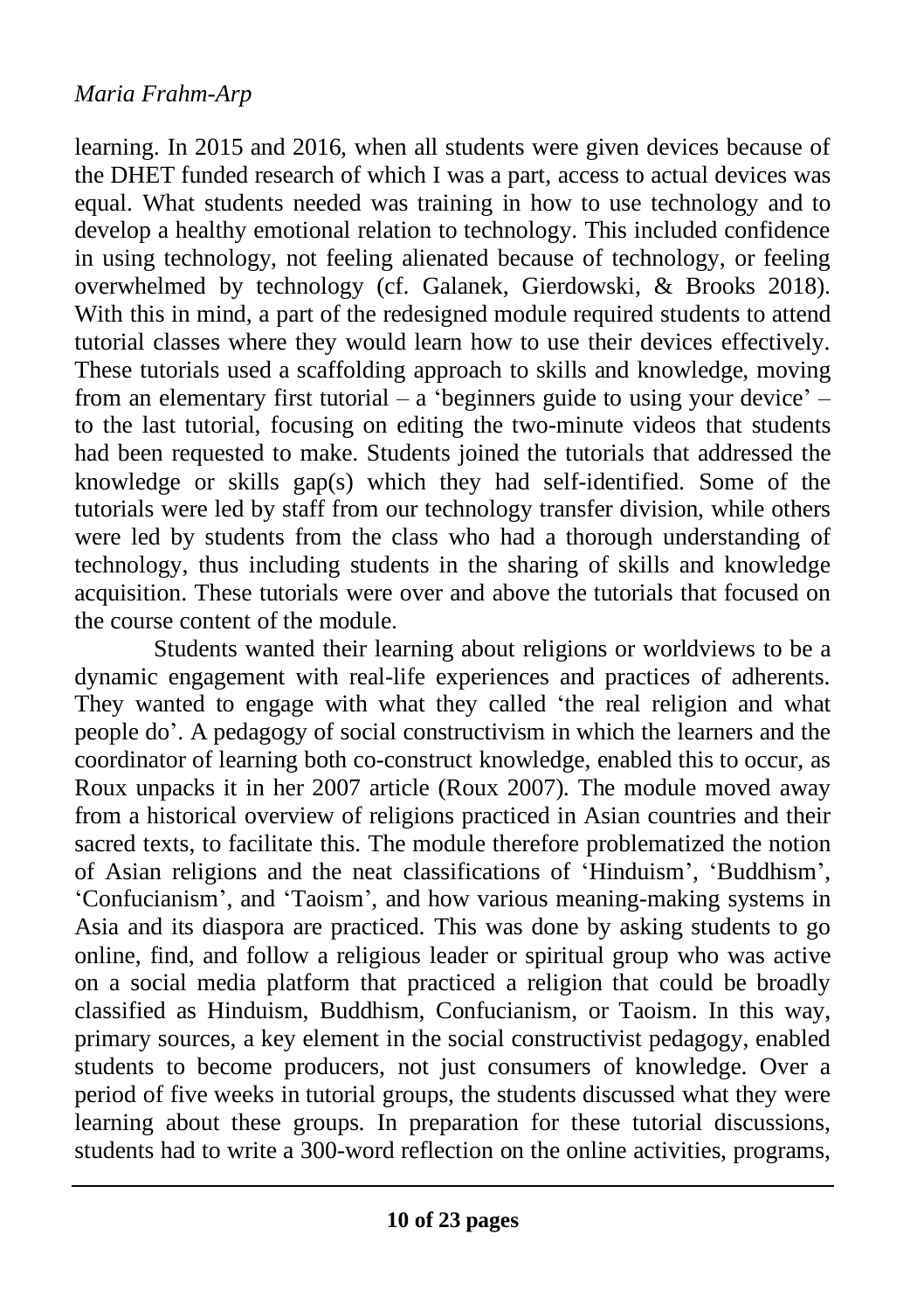learning. In 2015 and 2016, when all students were given devices because of the DHET funded research of which I was a part, access to actual devices was equal. What students needed was training in how to use technology and to develop a healthy emotional relation to technology. This included confidence in using technology, not feeling alienated because of technology, or feeling overwhelmed by technology (cf. Galanek, Gierdowski, & Brooks 2018). With this in mind, a part of the redesigned module required students to attend tutorial classes where they would learn how to use their devices effectively. These tutorials used a scaffolding approach to skills and knowledge, moving from an elementary first tutorial – a 'beginners guide to using your device' – to the last tutorial, focusing on editing the two-minute videos that students had been requested to make. Students joined the tutorials that addressed the knowledge or skills gap(s) which they had self-identified. Some of the tutorials were led by staff from our technology transfer division, while others were led by students from the class who had a thorough understanding of technology, thus including students in the sharing of skills and knowledge acquisition. These tutorials were over and above the tutorials that focused on the course content of the module.

Students wanted their learning about religions or worldviews to be a dynamic engagement with real-life experiences and practices of adherents. They wanted to engage with what they called 'the real religion and what people do'. A pedagogy of social constructivism in which the learners and the coordinator of learning both co-construct knowledge, enabled this to occur, as Roux unpacks it in her 2007 article (Roux 2007). The module moved away from a historical overview of religions practiced in Asian countries and their sacred texts, to facilitate this. The module therefore problematized the notion of Asian religions and the neat classifications of 'Hinduism', 'Buddhism', 'Confucianism', and 'Taoism', and how various meaning-making systems in Asia and its diaspora are practiced. This was done by asking students to go online, find, and follow a religious leader or spiritual group who was active on a social media platform that practiced a religion that could be broadly classified as Hinduism, Buddhism, Confucianism, or Taoism. In this way, primary sources, a key element in the social constructivist pedagogy, enabled students to become producers, not just consumers of knowledge. Over a period of five weeks in tutorial groups, the students discussed what they were learning about these groups. In preparation for these tutorial discussions, students had to write a 300-word reflection on the online activities, programs,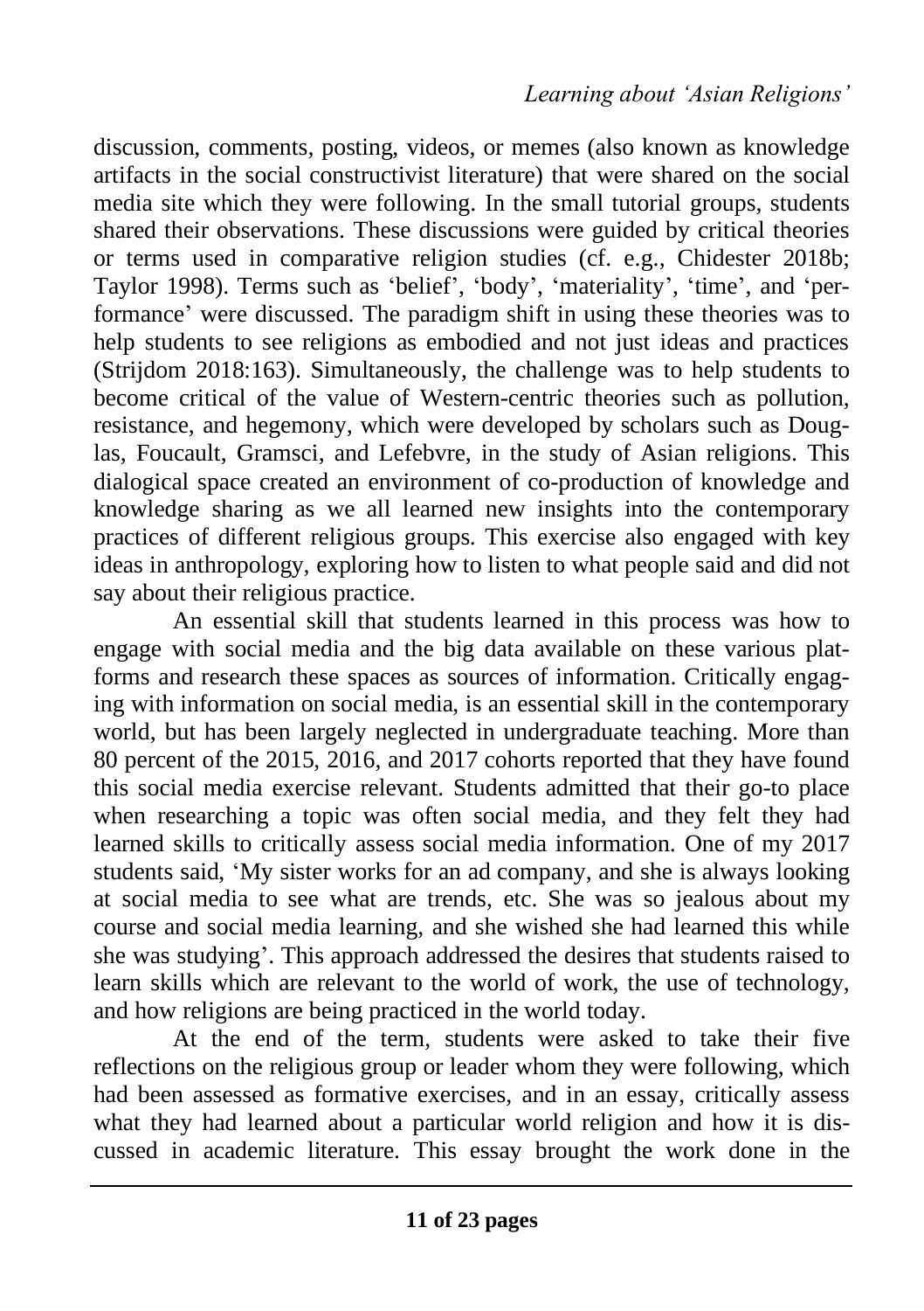discussion, comments, posting, videos, or memes (also known as knowledge artifacts in the social constructivist literature) that were shared on the social media site which they were following. In the small tutorial groups, students shared their observations. These discussions were guided by critical theories or terms used in comparative religion studies (cf. e.g., Chidester 2018b; Taylor 1998). Terms such as 'belief', 'body', 'materiality', 'time', and 'performance' were discussed. The paradigm shift in using these theories was to help students to see religions as embodied and not just ideas and practices (Strijdom 2018:163). Simultaneously, the challenge was to help students to become critical of the value of Western-centric theories such as pollution, resistance, and hegemony, which were developed by scholars such as Douglas, Foucault, Gramsci, and Lefebvre, in the study of Asian religions. This dialogical space created an environment of co-production of knowledge and knowledge sharing as we all learned new insights into the contemporary practices of different religious groups. This exercise also engaged with key ideas in anthropology, exploring how to listen to what people said and did not say about their religious practice.

An essential skill that students learned in this process was how to engage with social media and the big data available on these various platforms and research these spaces as sources of information. Critically engaging with information on social media, is an essential skill in the contemporary world, but has been largely neglected in undergraduate teaching. More than 80 percent of the 2015, 2016, and 2017 cohorts reported that they have found this social media exercise relevant. Students admitted that their go-to place when researching a topic was often social media, and they felt they had learned skills to critically assess social media information. One of my 2017 students said, 'My sister works for an ad company, and she is always looking at social media to see what are trends, etc. She was so jealous about my course and social media learning, and she wished she had learned this while she was studying'. This approach addressed the desires that students raised to learn skills which are relevant to the world of work, the use of technology, and how religions are being practiced in the world today.

At the end of the term, students were asked to take their five reflections on the religious group or leader whom they were following, which had been assessed as formative exercises, and in an essay, critically assess what they had learned about a particular world religion and how it is discussed in academic literature. This essay brought the work done in the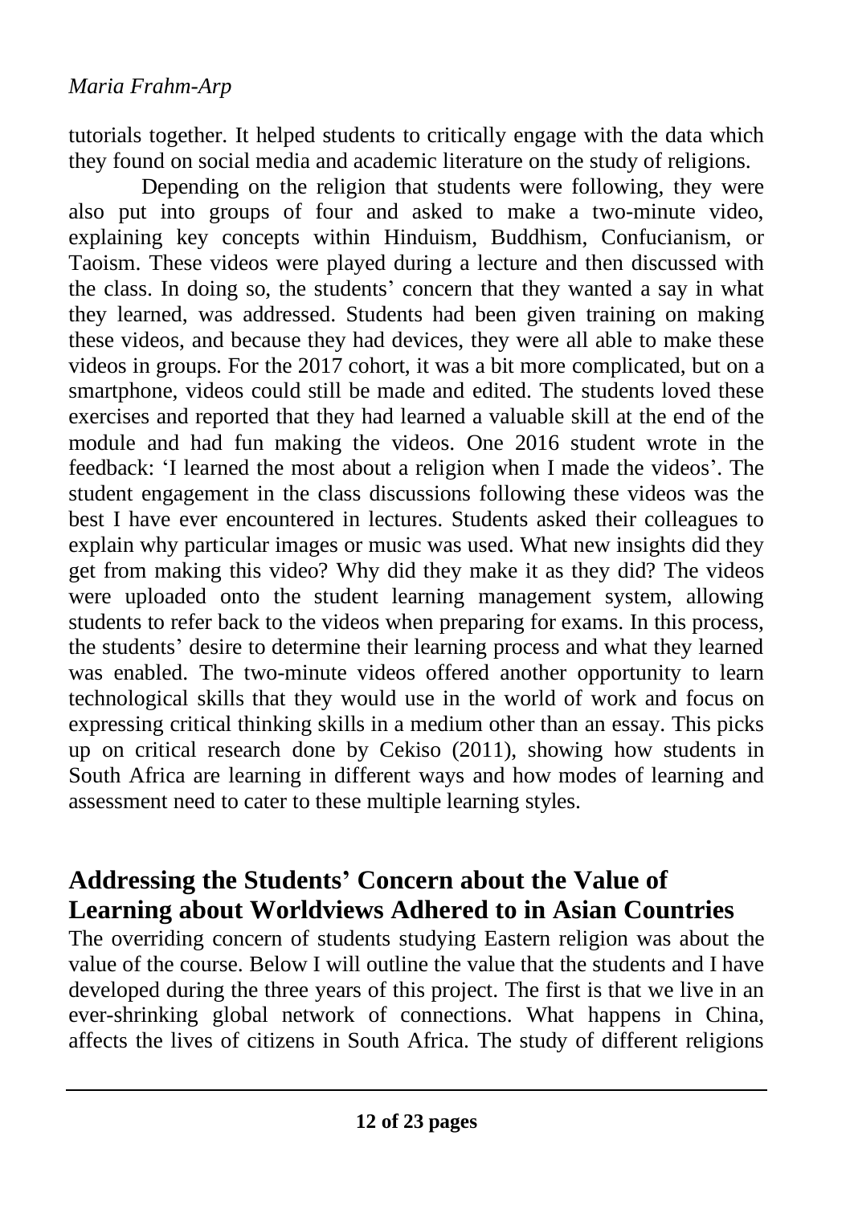tutorials together. It helped students to critically engage with the data which they found on social media and academic literature on the study of religions.

Depending on the religion that students were following, they were also put into groups of four and asked to make a two-minute video, explaining key concepts within Hinduism, Buddhism, Confucianism, or Taoism. These videos were played during a lecture and then discussed with the class. In doing so, the students' concern that they wanted a say in what they learned, was addressed. Students had been given training on making these videos, and because they had devices, they were all able to make these videos in groups. For the 2017 cohort, it was a bit more complicated, but on a smartphone, videos could still be made and edited. The students loved these exercises and reported that they had learned a valuable skill at the end of the module and had fun making the videos. One 2016 student wrote in the feedback: 'I learned the most about a religion when I made the videos'. The student engagement in the class discussions following these videos was the best I have ever encountered in lectures. Students asked their colleagues to explain why particular images or music was used. What new insights did they get from making this video? Why did they make it as they did? The videos were uploaded onto the student learning management system, allowing students to refer back to the videos when preparing for exams. In this process, the students' desire to determine their learning process and what they learned was enabled. The two-minute videos offered another opportunity to learn technological skills that they would use in the world of work and focus on expressing critical thinking skills in a medium other than an essay. This picks up on critical research done by Cekiso (2011), showing how students in South Africa are learning in different ways and how modes of learning and assessment need to cater to these multiple learning styles.

## Addressing the Students' Concern about the Value of Learning about Worldviews Adhered to in Asian Countries

The overriding concern of students studying Eastern religion was about the value of the course. Below I will outline the value that the students and I have developed during the three years of this project. The first is that we live in an ever-shrinking global network of connections. What happens in China, affects the lives of citizens in South Africa. The study of different religions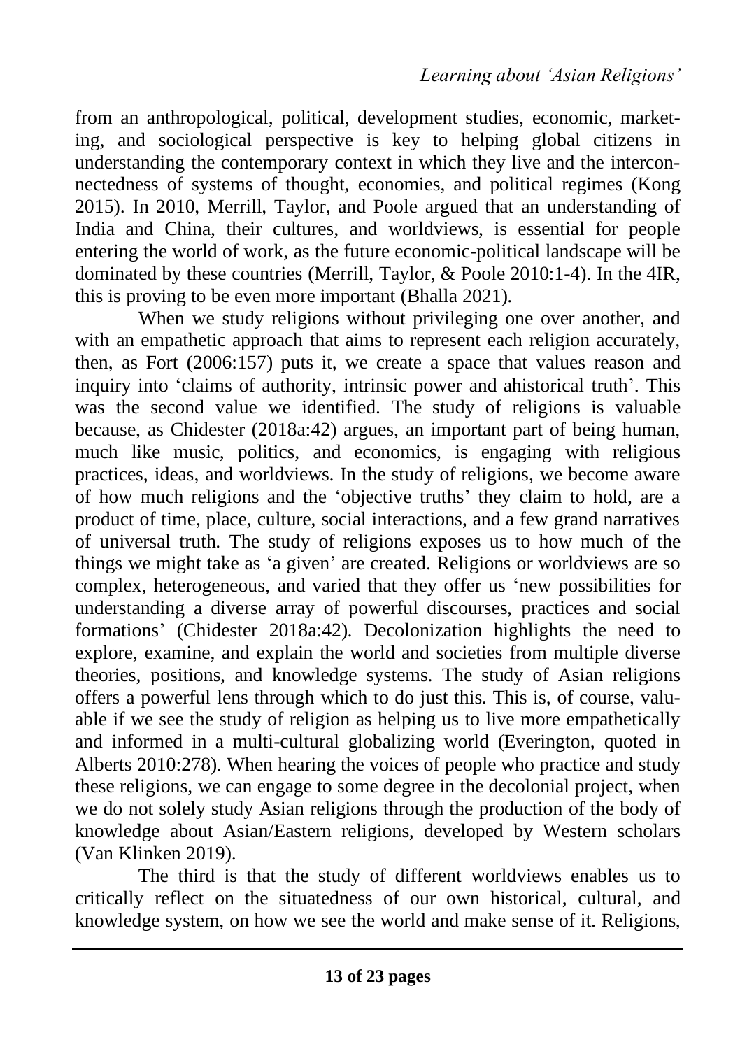from an anthropological, political, development studies, economic, marketing, and sociological perspective is key to helping global citizens in understanding the contemporary context in which they live and the interconnectedness of systems of thought, economies, and political regimes (Kong 2015). In 2010, Merrill, Taylor, and Poole argued that an understanding of India and China, their cultures, and worldviews, is essential for people entering the world of work, as the future economic-political landscape will be dominated by these countries (Merrill, Taylor, & Poole 2010:1-4). In the 4IR, this is proving to be even more important (Bhalla 2021).

When we study religions without privileging one over another, and with an empathetic approach that aims to represent each religion accurately, then, as Fort (2006:157) puts it, we create a space that values reason and inquiry into 'claims of authority, intrinsic power and ahistorical truth'. This was the second value we identified. The study of religions is valuable because, as Chidester (2018a:42) argues, an important part of being human, much like music, politics, and economics, is engaging with religious practices, ideas, and worldviews. In the study of religions, we become aware of how much religions and the 'objective truths' they claim to hold, are a product of time, place, culture, social interactions, and a few grand narratives of universal truth. The study of religions exposes us to how much of the things we might take as 'a given' are created. Religions or worldviews are so complex, heterogeneous, and varied that they offer us 'new possibilities for understanding a diverse array of powerful discourses, practices and social formations' (Chidester 2018a:42). Decolonization highlights the need to explore, examine, and explain the world and societies from multiple diverse theories, positions, and knowledge systems. The study of Asian religions offers a powerful lens through which to do just this. This is, of course, valuable if we see the study of religion as helping us to live more empathetically and informed in a multi-cultural globalizing world (Everington, quoted in Alberts 2010:278). When hearing the voices of people who practice and study these religions, we can engage to some degree in the decolonial project, when we do not solely study Asian religions through the production of the body of knowledge about Asian/Eastern religions, developed by Western scholars (Van Klinken 2019).

The third is that the study of different worldviews enables us to critically reflect on the situatedness of our own historical, cultural, and knowledge system, on how we see the world and make sense of it. Religions,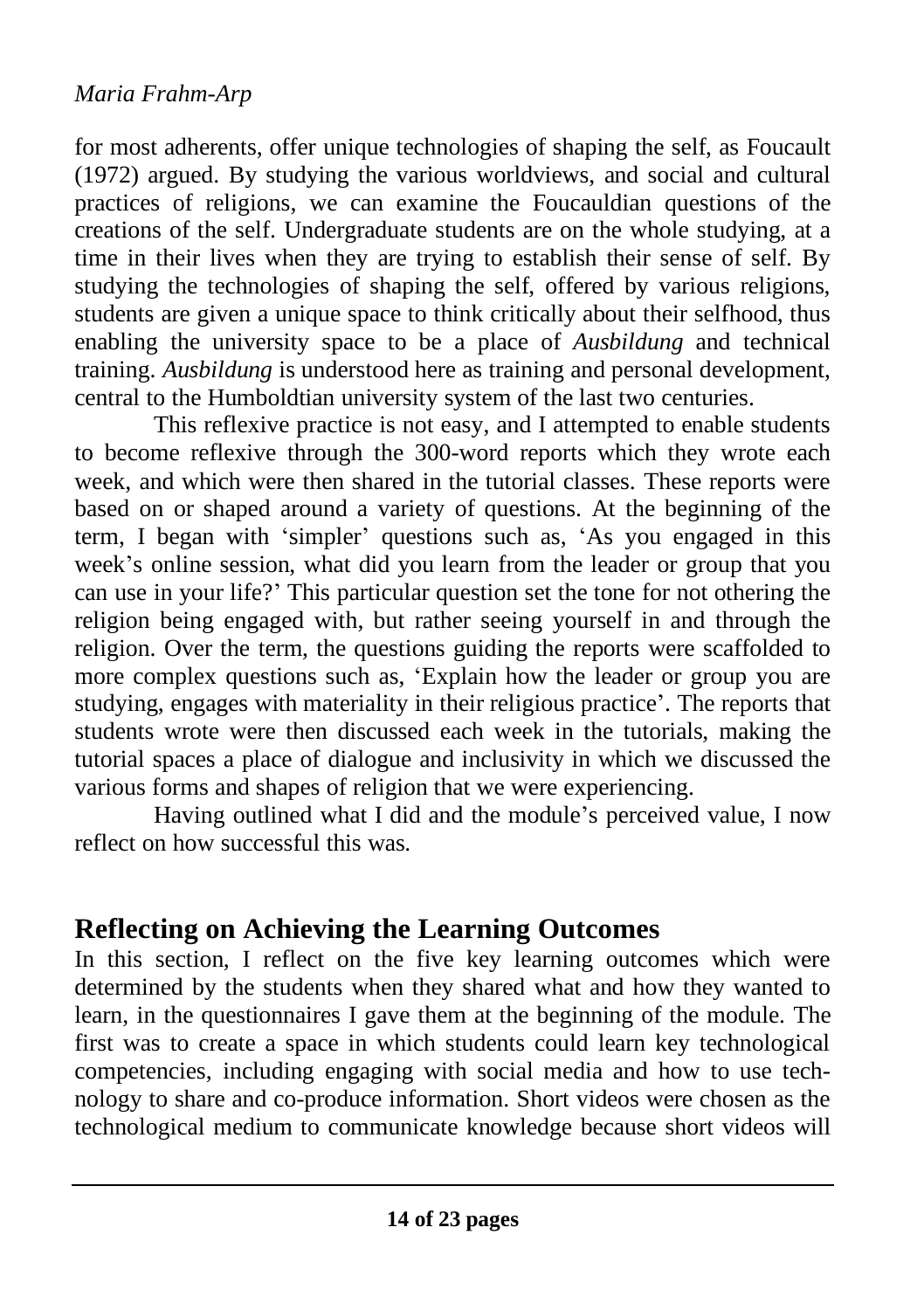for most adherents, offer unique technologies of shaping the self, as Foucault (1972) argued. By studying the various worldviews, and social and cultural practices of religions, we can examine the Foucauldian questions of the creations of the self. Undergraduate students are on the whole studying, at a time in their lives when they are trying to establish their sense of self. By studying the technologies of shaping the self, offered by various religions, students are given a unique space to think critically about their selfhood, thus enabling the university space to be a place of *Ausbildung* and technical training. *Ausbildung* is understood here as training and personal development, central to the Humboldtian university system of the last two centuries.

This reflexive practice is not easy, and I attempted to enable students to become reflexive through the 300-word reports which they wrote each week, and which were then shared in the tutorial classes. These reports were based on or shaped around a variety of questions. At the beginning of the term, I began with 'simpler' questions such as, 'As you engaged in this week's online session, what did you learn from the leader or group that you can use in your life?' This particular question set the tone for not othering the religion being engaged with, but rather seeing yourself in and through the religion. Over the term, the questions guiding the reports were scaffolded to more complex questions such as, 'Explain how the leader or group you are studying, engages with materiality in their religious practice'. The reports that students wrote were then discussed each week in the tutorials, making the tutorial spaces a place of dialogue and inclusivity in which we discussed the various forms and shapes of religion that we were experiencing.

Having outlined what I did and the module's perceived value, I now reflect on how successful this was.

## Reflecting on Achieving the Learning Outcomes

In this section, I reflect on the five key learning outcomes which were determined by the students when they shared what and how they wanted to learn, in the questionnaires I gave them at the beginning of the module. The first was to create a space in which students could learn key technological competencies, including engaging with social media and how to use technology to share and co-produce information. Short videos were chosen as the technological medium to communicate knowledge because short videos will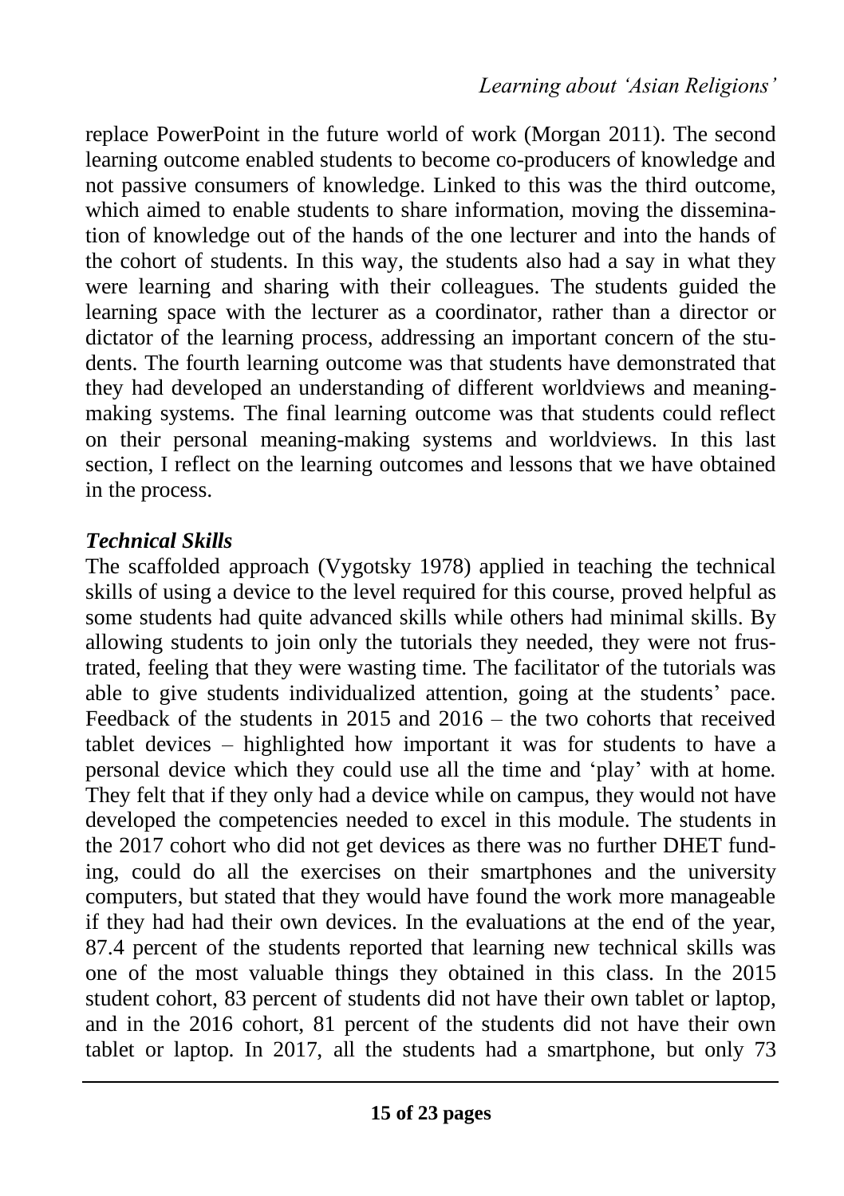replace PowerPoint in the future world of work (Morgan 2011). The second learning outcome enabled students to become co-producers of knowledge and not passive consumers of knowledge. Linked to this was the third outcome, which aimed to enable students to share information, moving the dissemination of knowledge out of the hands of the one lecturer and into the hands of the cohort of students. In this way, the students also had a say in what they were learning and sharing with their colleagues. The students guided the learning space with the lecturer as a coordinator, rather than a director or dictator of the learning process, addressing an important concern of the students. The fourth learning outcome was that students have demonstrated that they had developed an understanding of different worldviews and meaning-making systems. The final learning outcome was that students could reflect on their personal meaning-making systems and worldviews. In this last section, I reflect on the learning outcomes and lessons that we have obtained in the process.

### *Technical Skills*

The scaffolded approach (Vygotsky 1978) applied in teaching the technical skills of using a device to the level required for this course, proved helpful as some students had quite advanced skills while others had minimal skills. By allowing students to join only the tutorials they needed, they were not frustrated, feeling that they were wasting time. The facilitator of the tutorials was able to give students individualized attention, going at the students' pace. Feedback of the students in 2015 and 2016 – the two cohorts that received tablet devices – highlighted how important it was for students to have a personal device which they could use all the time and 'play' with at home. They felt that if they only had a device while on campus, they would not have developed the competencies needed to excel in this module. The students in the 2017 cohort who did not get devices as there was no further DHET funding, could do all the exercises on their smartphones and the university computers, but stated that they would have found the work more manageable if they had had their own devices. In the evaluations at the end of the year, 87.4 percent of the students reported that learning new technical skills was one of the most valuable things they obtained in this class. In the 2015 student cohort, 83 percent of students did not have their own tablet or laptop, and in the 2016 cohort, 81 percent of the students did not have their own tablet or laptop. In 2017, all the students had a smartphone, but only 73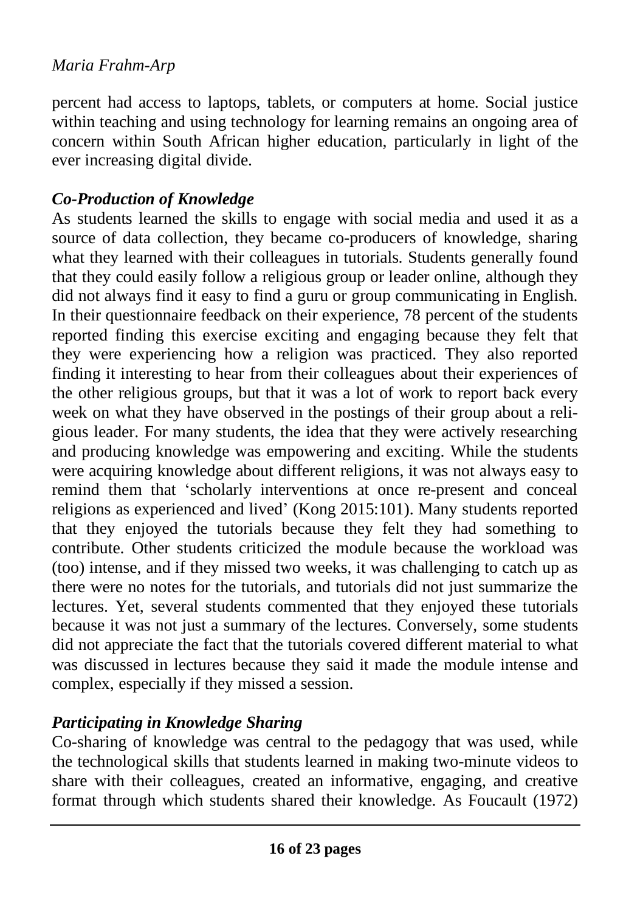percent had access to laptops, tablets, or computers at home. Social justice within teaching and using technology for learning remains an ongoing area of concern within South African higher education, particularly in light of the ever increasing digital divide.

### *Co-Production of Knowledge*

As students learned the skills to engage with social media and used it as a source of data collection, they became co-producers of knowledge, sharing what they learned with their colleagues in tutorials. Students generally found that they could easily follow a religious group or leader online, although they did not always find it easy to find a guru or group communicating in English. In their questionnaire feedback on their experience, 78 percent of the students reported finding this exercise exciting and engaging because they felt that they were experiencing how a religion was practiced. They also reported finding it interesting to hear from their colleagues about their experiences of the other religious groups, but that it was a lot of work to report back every week on what they have observed in the postings of their group about a religious leader. For many students, the idea that they were actively researching and producing knowledge was empowering and exciting. While the students were acquiring knowledge about different religions, it was not always easy to remind them that 'scholarly interventions at once re-present and conceal religions as experienced and lived' (Kong 2015:101). Many students reported that they enjoyed the tutorials because they felt they had something to contribute. Other students criticized the module because the workload was (too) intense, and if they missed two weeks, it was challenging to catch up as there were no notes for the tutorials, and tutorials did not just summarize the lectures. Yet, several students commented that they enjoyed these tutorials because it was not just a summary of the lectures. Conversely, some students did not appreciate the fact that the tutorials covered different material to what was discussed in lectures because they said it made the module intense and complex, especially if they missed a session.

### *Participating in Knowledge Sharing*

Co-sharing of knowledge was central to the pedagogy that was used, while the technological skills that students learned in making two-minute videos to share with their colleagues, created an informative, engaging, and creative format through which students shared their knowledge. As Foucault (1972)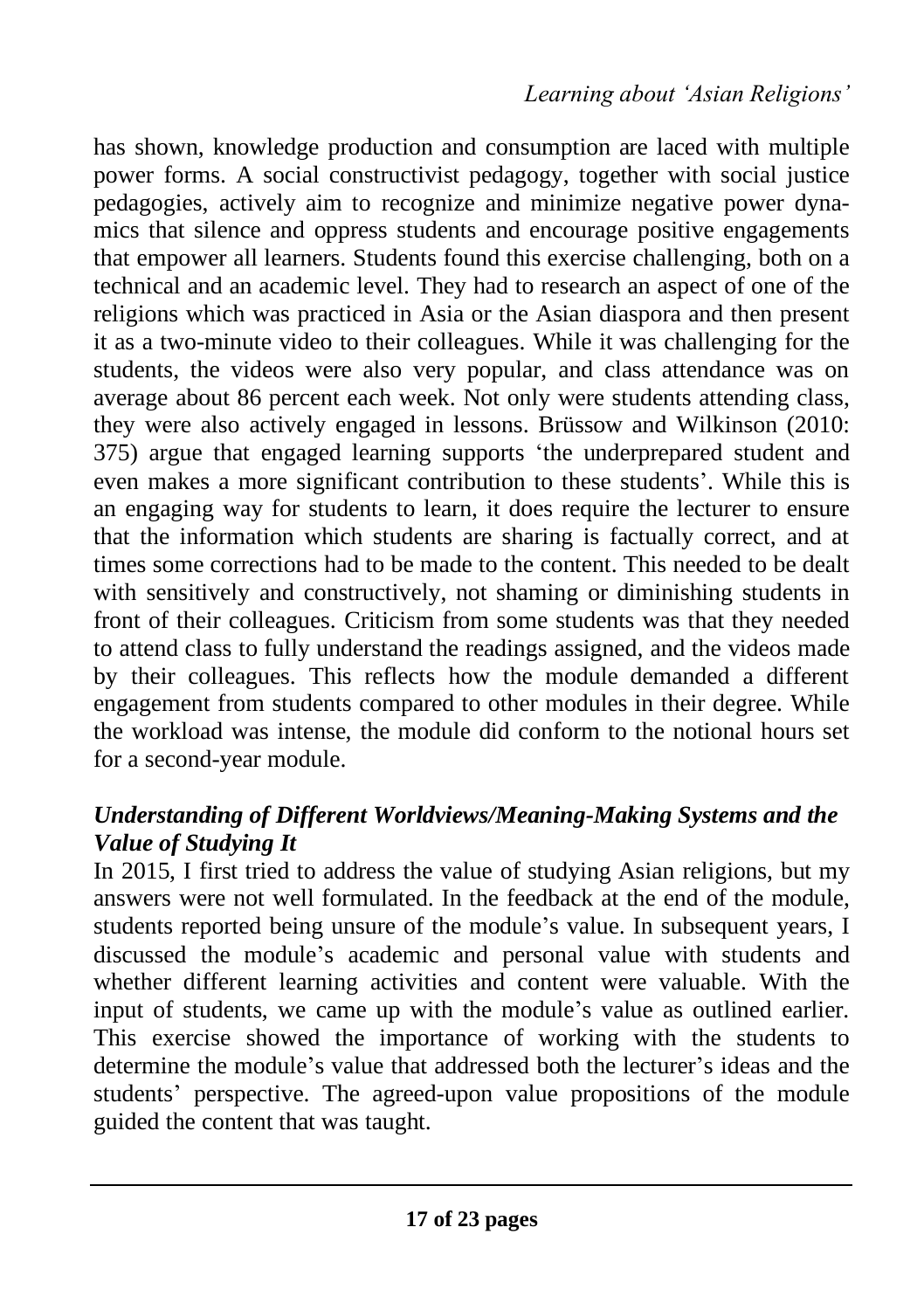has shown, knowledge production and consumption are laced with multiple power forms. A social constructivist pedagogy, together with social justice pedagogies, actively aim to recognize and minimize negative power dynamics that silence and oppress students and encourage positive engagements that empower all learners. Students found this exercise challenging, both on a technical and an academic level. They had to research an aspect of one of the religions which was practiced in Asia or the Asian diaspora and then present it as a two-minute video to their colleagues. While it was challenging for the students, the videos were also very popular, and class attendance was on average about 86 percent each week. Not only were students attending class, they were also actively engaged in lessons. Brüssow and Wilkinson (2010: 375) argue that engaged learning supports 'the underprepared student and even makes a more significant contribution to these students'. While this is an engaging way for students to learn, it does require the lecturer to ensure that the information which students are sharing is factually correct, and at times some corrections had to be made to the content. This needed to be dealt with sensitively and constructively, not shaming or diminishing students in front of their colleagues. Criticism from some students was that they needed to attend class to fully understand the readings assigned, and the videos made by their colleagues. This reflects how the module demanded a different engagement from students compared to other modules in their degree. While the workload was intense, the module did conform to the notional hours set for a second-year module.

### *Understanding of Different Worldviews/Meaning-Making Systems and the Value of Studying It*

In 2015, I first tried to address the value of studying Asian religions, but my answers were not well formulated. In the feedback at the end of the module, students reported being unsure of the module's value. In subsequent years, I discussed the module's academic and personal value with students and whether different learning activities and content were valuable. With the input of students, we came up with the module's value as outlined earlier. This exercise showed the importance of working with the students to determine the module's value that addressed both the lecturer's ideas and the students' perspective. The agreed-upon value propositions of the module guided the content that was taught.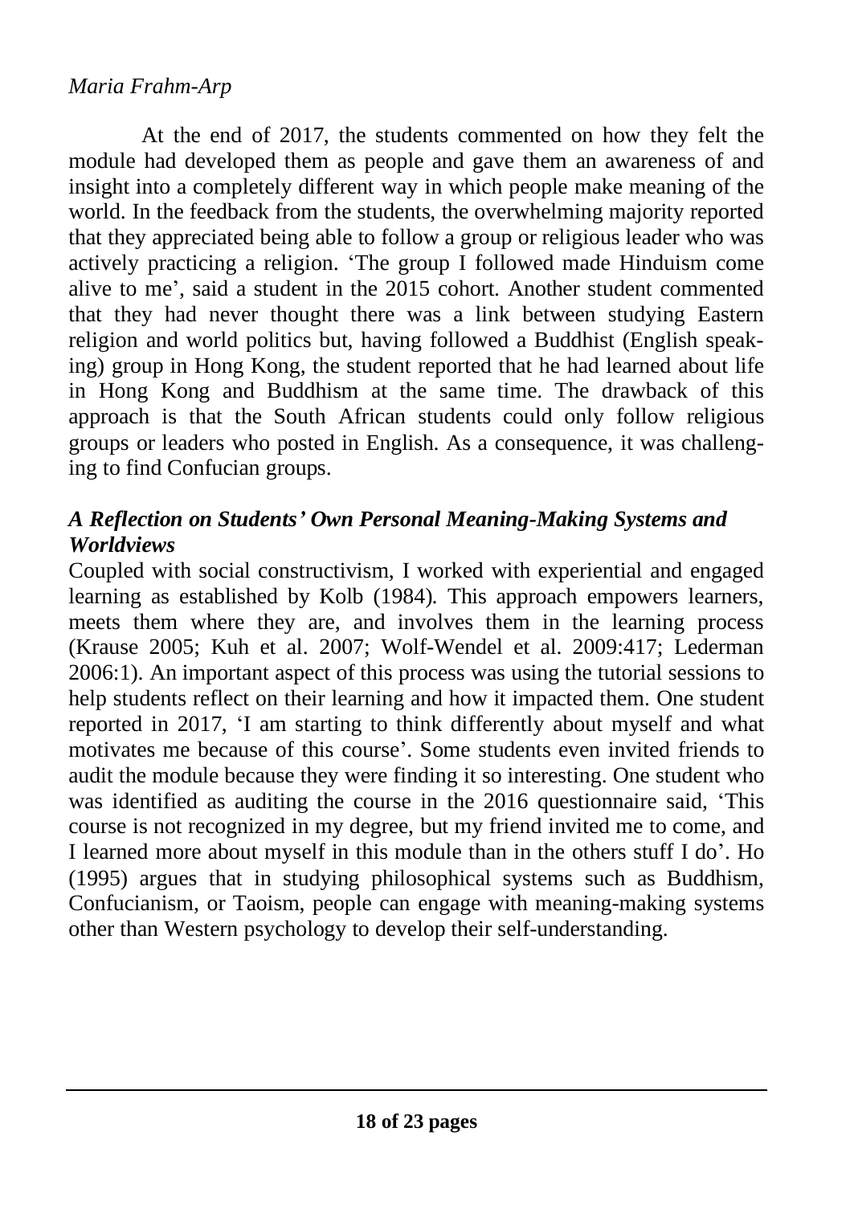At the end of 2017, the students commented on how they felt the module had developed them as people and gave them an awareness of and insight into a completely different way in which people make meaning of the world. In the feedback from the students, the overwhelming majority reported that they appreciated being able to follow a group or religious leader who was actively practicing a religion. 'The group I followed made Hinduism come alive to me', said a student in the 2015 cohort. Another student commented that they had never thought there was a link between studying Eastern religion and world politics but, having followed a Buddhist (English speaking) group in Hong Kong, the student reported that he had learned about life in Hong Kong and Buddhism at the same time. The drawback of this approach is that the South African students could only follow religious groups or leaders who posted in English. As a consequence, it was challenging to find Confucian groups.

### *A Reflection on Students' Own Personal Meaning-Making Systems and Worldviews*

Coupled with social constructivism, I worked with experiential and engaged learning as established by Kolb (1984). This approach empowers learners, meets them where they are, and involves them in the learning process (Krause 2005; Kuh et al. 2007; Wolf-Wendel et al. 2009:417; Lederman 2006:1). An important aspect of this process was using the tutorial sessions to help students reflect on their learning and how it impacted them. One student reported in 2017, 'I am starting to think differently about myself and what motivates me because of this course'. Some students even invited friends to audit the module because they were finding it so interesting. One student who was identified as auditing the course in the 2016 questionnaire said, 'This course is not recognized in my degree, but my friend invited me to come, and I learned more about myself in this module than in the others stuff I do'. Ho (1995) argues that in studying philosophical systems such as Buddhism, Confucianism, or Taoism, people can engage with meaning-making systems other than Western psychology to develop their self-understanding.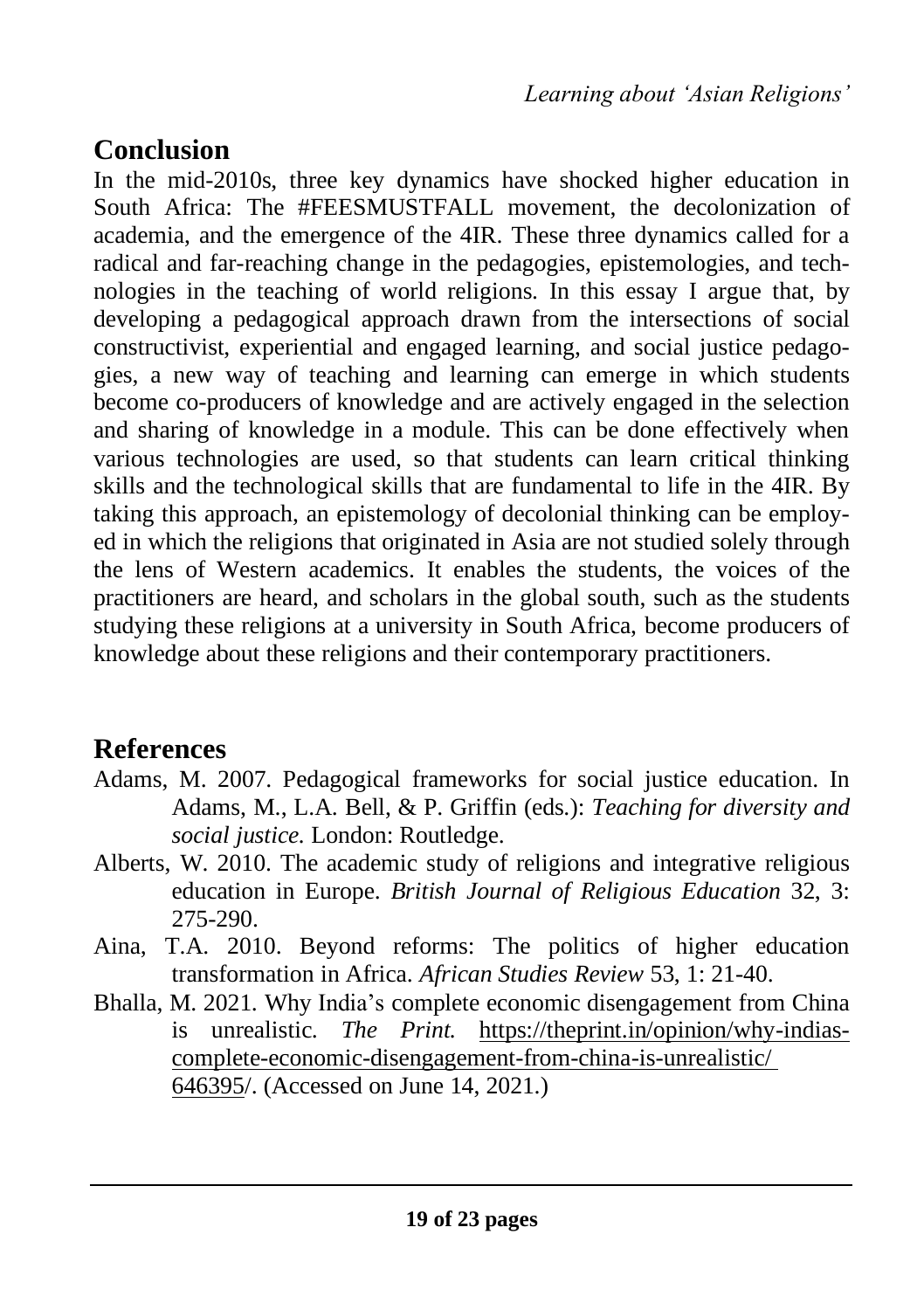## Conclusion

In the mid-2010s, three key dynamics have shocked higher education in South Africa: The #FEESMUSTFALL movement, the decolonization of academia, and the emergence of the 4IR. These three dynamics called for a radical and far-reaching change in the pedagogies, epistemologies, and technologies in the teaching of world religions. In this essay I argue that, by developing a pedagogical approach drawn from the intersections of social constructivist, experiential and engaged learning, and social justice pedagogies, a new way of teaching and learning can emerge in which students become co-producers of knowledge and are actively engaged in the selection and sharing of knowledge in a module. This can be done effectively when various technologies are used, so that students can learn critical thinking skills and the technological skills that are fundamental to life in the 4IR. By taking this approach, an epistemology of decolonial thinking can be employed in which the religions that originated in Asia are not studied solely through the lens of Western academics. It enables the students, the voices of the practitioners are heard, and scholars in the global south, such as the students studying these religions at a university in South Africa, become producers of knowledge about these religions and their contemporary practitioners.

## References

Adams, M. 2007. Pedagogical frameworks for social justice education. In Adams, M., L.A. Bell, & P. Griffin (eds.): *Teaching for diversity and social justice.* London: Routledge.

Alberts, W. 2010. The academic study of religions and integrative religious education in Europe. *British Journal of Religious Education* 32, 3: 275-290.

Aina, T.A. 2010. Beyond reforms: The politics of higher education transformation in Africa. *African Studies Review* 53, 1: 21-40.

Bhalla, M. 2021. Why India's complete economic disengagement from China is unrealistic. *The Print.* https://theprint.in/opinion/why-indias-complete-economic-disengagement-from-china-is-unrealistic/646395/. (Accessed on June 14, 2021.)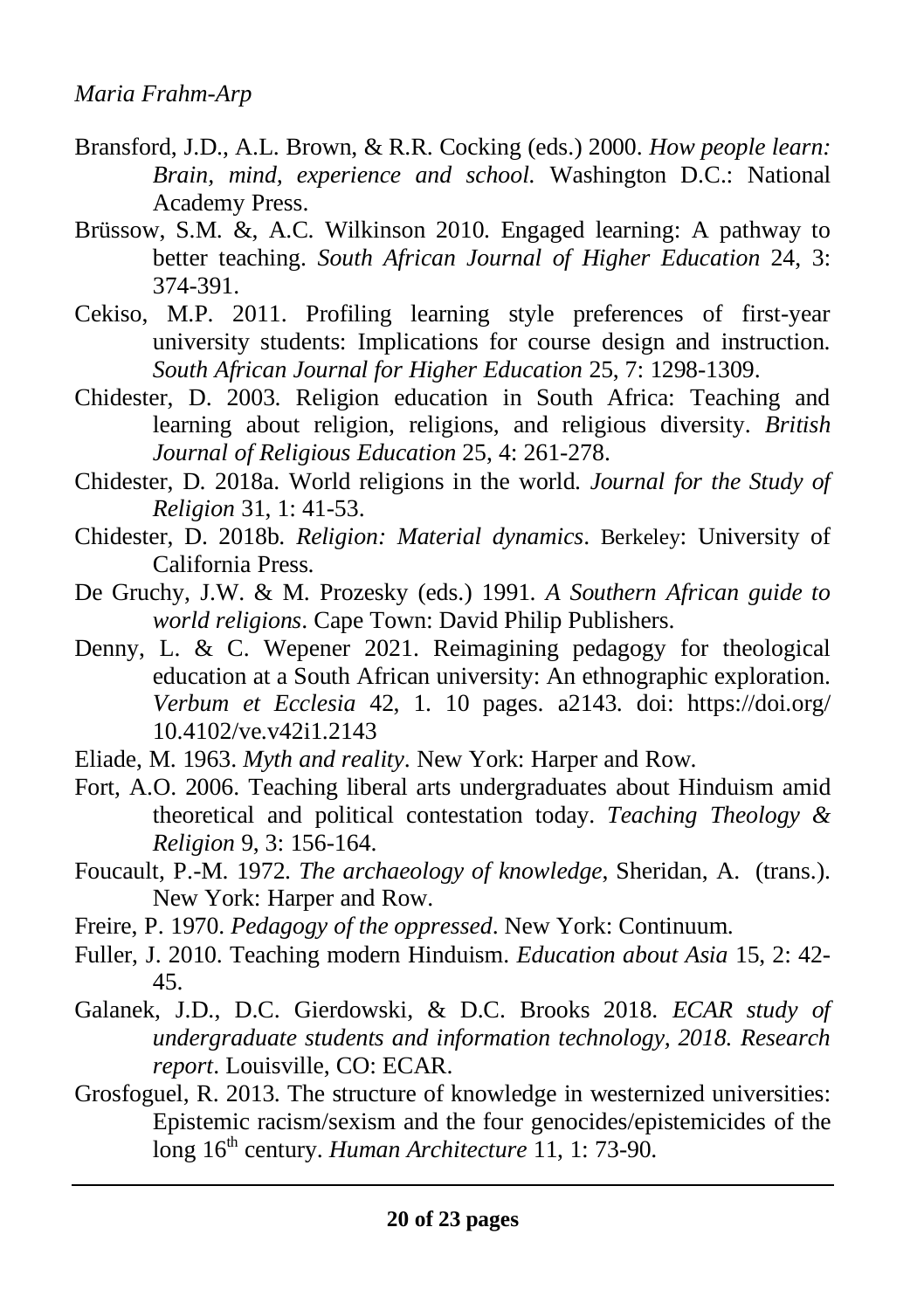Bransford, J.D., A.L. Brown, & R.R. Cocking (eds.) 2000. *How people learn: Brain, mind, experience and school.* Washington D.C.: National Academy Press.

Brüssow, S.M. &, A.C. Wilkinson 2010. Engaged learning: A pathway to better teaching. *South African Journal of Higher Education* 24, 3: 374-391.

Cekiso, M.P. 2011. Profiling learning style preferences of first-year university students: Implications for course design and instruction. *South African Journal for Higher Education* 25, 7: 1298-1309.

Chidester, D. 2003. Religion education in South Africa: Teaching and learning about religion, religions, and religious diversity. *British Journal of Religious Education* 25, 4: 261-278.

Chidester, D. 2018a. World religions in the world. *Journal for the Study of Religion* 31, 1: 41-53.

Chidester, D. 2018b. *Religion: Material dynamics*. Berkeley: University of California Press.

De Gruchy, J.W. & M. Prozesky (eds.) 1991. *A Southern African guide to world religions*. Cape Town: David Philip Publishers.

Denny, L. & C. Wepener 2021. Reimagining pedagogy for theological education at a South African university: An ethnographic exploration. *Verbum et Ecclesia* 42, 1. 10 pages. a2143. doi: https://doi.org/10.4102/ve.v42i1.2143

Eliade, M. 1963. *Myth and reality*. New York: Harper and Row.

Fort, A.O. 2006. Teaching liberal arts undergraduates about Hinduism amid theoretical and political contestation today. *Teaching Theology & Religion* 9, 3: 156-164.

Foucault, P.-M. 1972. *The archaeology of knowledge*, Sheridan, A. (trans.). New York: Harper and Row.

Freire, P. 1970. *Pedagogy of the oppressed*. New York: Continuum.

Fuller, J. 2010. Teaching modern Hinduism. *Education about Asia* 15, 2: 42-45.

Galanek, J.D., D.C. Gierdowski, & D.C. Brooks 2018. *ECAR study of undergraduate students and information technology, 2018. Research report*. Louisville, CO: ECAR.

Grosfoguel, R. 2013. The structure of knowledge in westernized universities: Epistemic racism/sexism and the four genocides/epistemicides of the long 16th century. *Human Architecture* 11, 1: 73-90.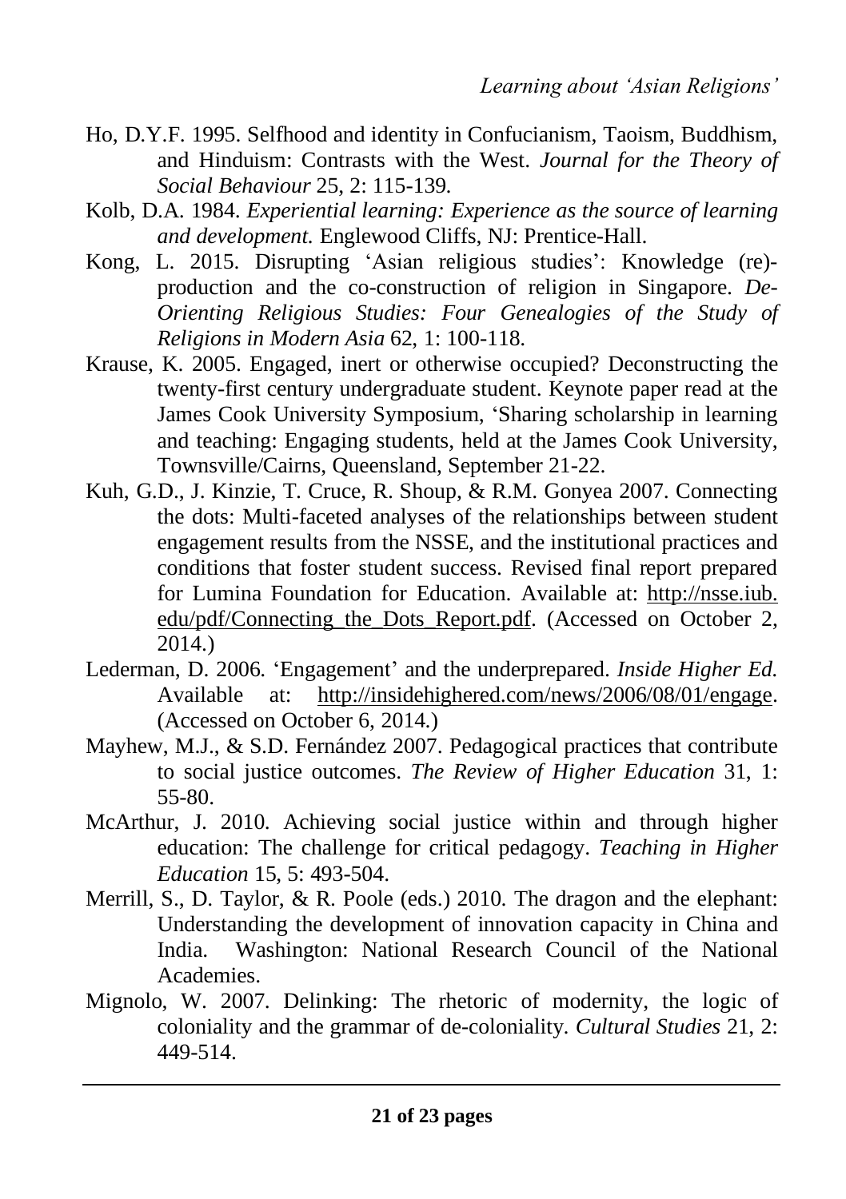Ho, D.Y.F. 1995. Selfhood and identity in Confucianism, Taoism, Buddhism, and Hinduism: Contrasts with the West. *Journal for the Theory of Social Behaviour* 25, 2: 115-139.

Kolb, D.A. 1984. *Experiential learning: Experience as the source of learning and development.* Englewood Cliffs, NJ: Prentice-Hall.

Kong, L. 2015. Disrupting 'Asian religious studies': Knowledge (re)-production and the co-construction of religion in Singapore. *De-Orienting Religious Studies: Four Genealogies of the Study of Religions in Modern Asia* 62, 1: 100-118.

Krause, K. 2005. Engaged, inert or otherwise occupied? Deconstructing the twenty-first century undergraduate student. Keynote paper read at the James Cook University Symposium, 'Sharing scholarship in learning and teaching: Engaging students, held at the James Cook University, Townsville/Cairns, Queensland, September 21-22.

Kuh, G.D., J. Kinzie, T. Cruce, R. Shoup, & R.M. Gonyea 2007. Connecting the dots: Multi-faceted analyses of the relationships between student engagement results from the NSSE, and the institutional practices and conditions that foster student success. Revised final report prepared for Lumina Foundation for Education. Available at: http://nsse.iub.edu/pdf/Connecting_the_Dots_Report.pdf. (Accessed on October 2, 2014.)

Lederman, D. 2006. 'Engagement' and the underprepared. *Inside Higher Ed.* Available at: http://insidehighered.com/news/2006/08/01/engage. (Accessed on October 6, 2014.)

Mayhew, M.J., & S.D. Fernández 2007. Pedagogical practices that contribute to social justice outcomes. *The Review of Higher Education* 31, 1: 55-80.

McArthur, J. 2010. Achieving social justice within and through higher education: The challenge for critical pedagogy. *Teaching in Higher Education* 15, 5: 493-504.

Merrill, S., D. Taylor, & R. Poole (eds.) 2010. The dragon and the elephant: Understanding the development of innovation capacity in China and India. Washington: National Research Council of the National Academies.

Mignolo, W. 2007. Delinking: The rhetoric of modernity, the logic of coloniality and the grammar of de-coloniality. *Cultural Studies* 21, 2: 449-514.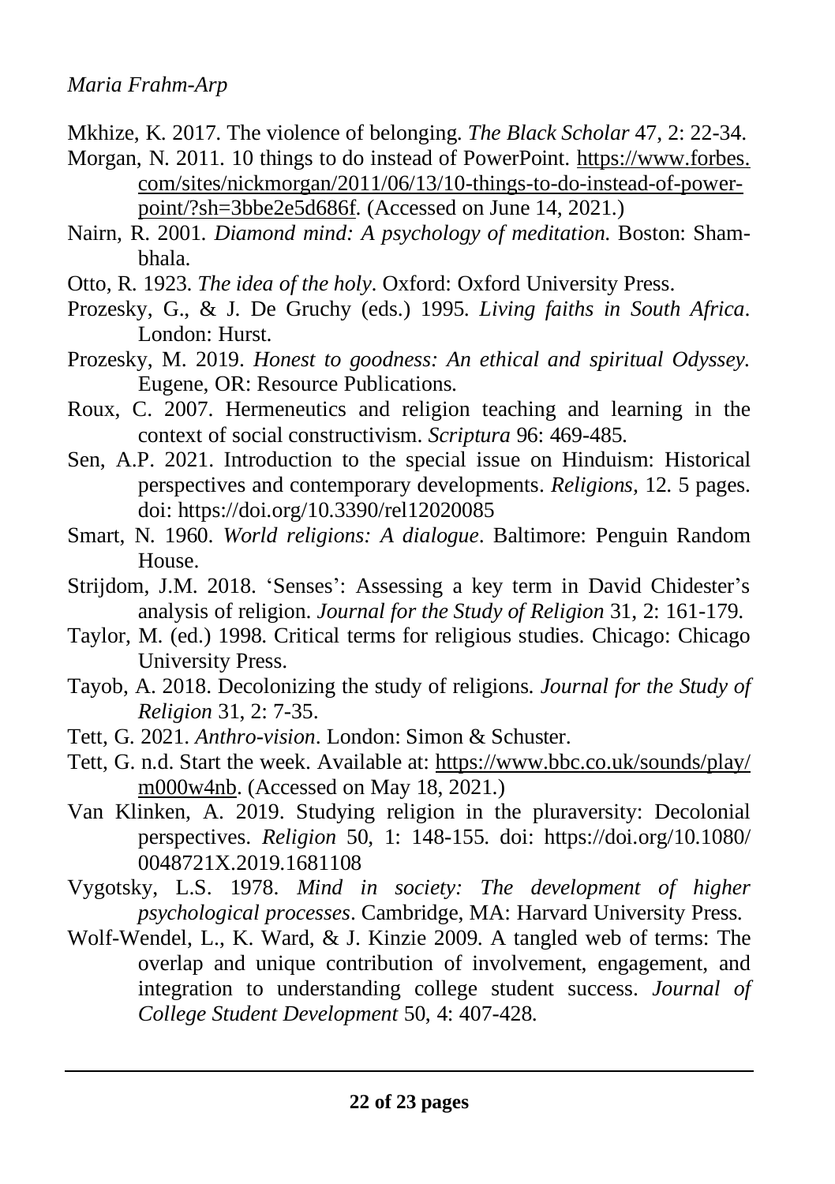Mkhize, K. 2017. The violence of belonging. *The Black Scholar* 47, 2: 22-34.

Morgan, N. 2011. 10 things to do instead of PowerPoint. https://www.forbes.com/sites/nickmorgan/2011/06/13/10-things-to-do-instead-of-powerpoint/?sh=3bbe2e5d686f. (Accessed on June 14, 2021.)

Nairn, R. 2001. *Diamond mind: A psychology of meditation.* Boston: Shambhala.

Otto, R. 1923. *The idea of the holy*. Oxford: Oxford University Press.

Prozesky, G., & J. De Gruchy (eds.) 1995. *Living faiths in South Africa*. London: Hurst.

Prozesky, M. 2019. *Honest to goodness: An ethical and spiritual Odyssey.* Eugene, OR: Resource Publications.

Roux, C. 2007. Hermeneutics and religion teaching and learning in the context of social constructivism. *Scriptura* 96: 469-485.

Sen, A.P. 2021. Introduction to the special issue on Hinduism: Historical perspectives and contemporary developments. *Religions*, 12. 5 pages. doi: https://doi.org/10.3390/rel12020085

Smart, N. 1960. *World religions: A dialogue*. Baltimore: Penguin Random House.

Strijdom, J.M. 2018. 'Senses': Assessing a key term in David Chidester's analysis of religion. *Journal for the Study of Religion* 31, 2: 161-179.

Taylor, M. (ed.) 1998. Critical terms for religious studies. Chicago: Chicago University Press.

Tayob, A. 2018. Decolonizing the study of religions. *Journal for the Study of Religion* 31, 2: 7-35.

Tett, G. 2021. *Anthro-vision*. London: Simon & Schuster.

Tett, G. n.d. Start the week. Available at: https://www.bbc.co.uk/sounds/play/m000w4nb. (Accessed on May 18, 2021.)

Van Klinken, A. 2019. Studying religion in the pluraversity: Decolonial perspectives. *Religion* 50, 1: 148-155. doi: https://doi.org/10.1080/0048721X.2019.1681108

Vygotsky, L.S. 1978. *Mind in society: The development of higher psychological processes*. Cambridge, MA: Harvard University Press.

Wolf-Wendel, L., K. Ward, & J. Kinzie 2009. A tangled web of terms: The overlap and unique contribution of involvement, engagement, and integration to understanding college student success. *Journal of College Student Development* 50, 4: 407-428.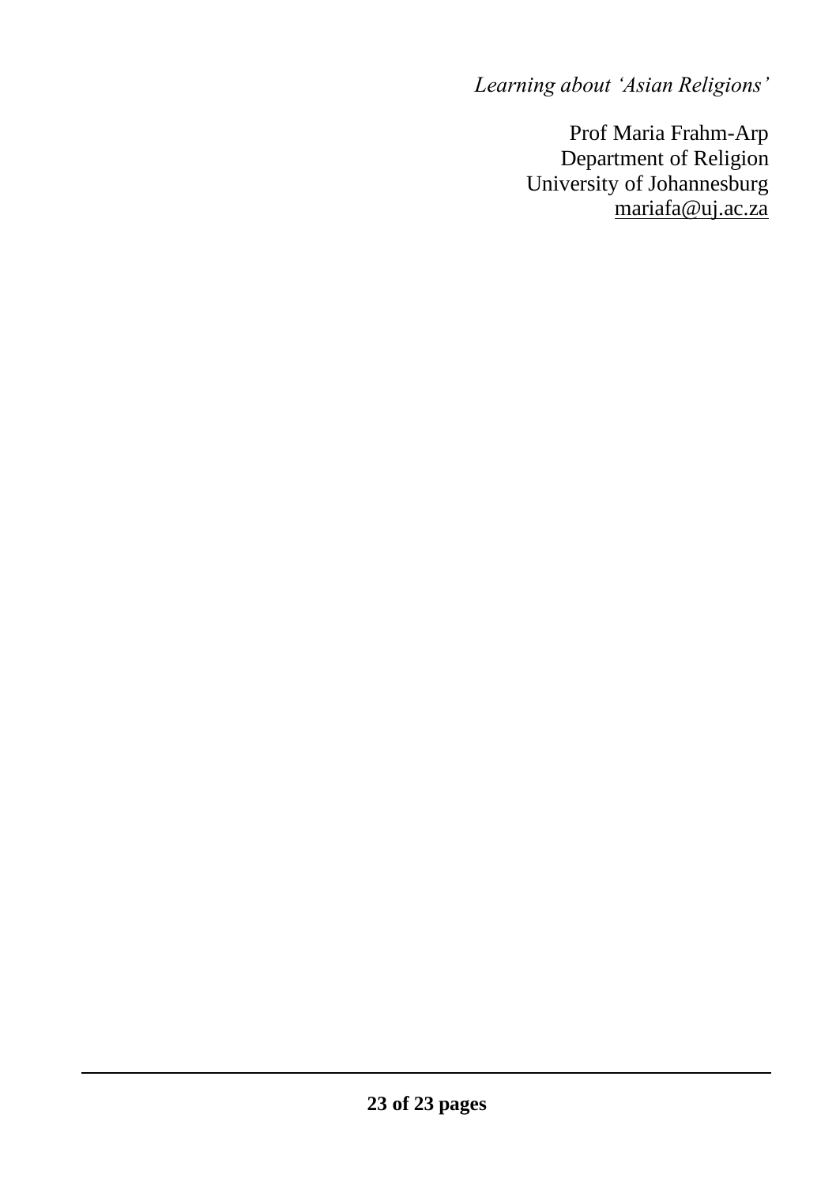*Learning about 'Asian Religions'*

Prof Maria Frahm-Arp
Department of Religion
University of Johannesburg
mariafa@uj.ac.za